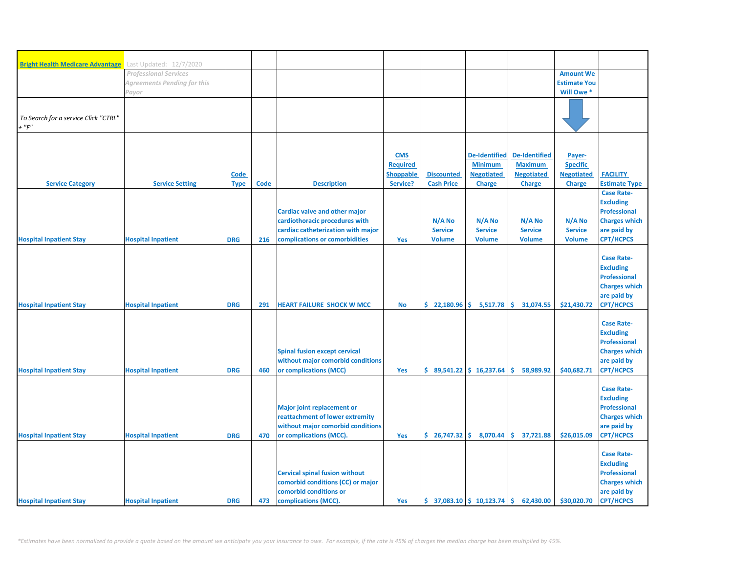**Bright Health Medicare Advantage** Last Updated: 12/7/2020

*Professional Services Agreements Pending for this Payor*

*To Search for a service Click "CTRL" + "F"*

| Service Category | Service Setting | Code Type | Code | Description | CMS Required Shoppable Service? | Discounted Cash Price | De-Identified Minimum Negotiated Charge | De-Identified Maximum Negotiated Charge | Payer-Specific Negotiated Charge (Amount We Estimate You Will Owe *) | FACILITY Estimate Type |
|---|---|---|---|---|---|---|---|---|---|---|
| Hospital Inpatient Stay | Hospital Inpatient | DRG | 216 | Cardiac valve and other major cardiothoracic procedures with cardiac catheterization with major complications or comorbidities | Yes | N/A No Service Volume | N/A No Service Volume | N/A No Service Volume | N/A No Service Volume | Case Rate- Excluding Professional Charges which are paid by CPT/HCPCS |
| Hospital Inpatient Stay | Hospital Inpatient | DRG | 291 | HEART FAILURE SHOCK W MCC | No | $ 22,180.96 | $ 5,517.78 | $ 31,074.55 | $21,430.72 | Case Rate- Excluding Professional Charges which are paid by CPT/HCPCS |
| Hospital Inpatient Stay | Hospital Inpatient | DRG | 460 | Spinal fusion except cervical without major comorbid conditions or complications (MCC) | Yes | $ 89,541.22 | $ 16,237.64 | $ 58,989.92 | $40,682.71 | Case Rate- Excluding Professional Charges which are paid by CPT/HCPCS |
| Hospital Inpatient Stay | Hospital Inpatient | DRG | 470 | Major joint replacement or reattachment of lower extremity without major comorbid conditions or complications (MCC). | Yes | $ 26,747.32 | $ 8,070.44 | $ 37,721.88 | $26,015.09 | Case Rate- Excluding Professional Charges which are paid by CPT/HCPCS |
| Hospital Inpatient Stay | Hospital Inpatient | DRG | 473 | Cervical spinal fusion without comorbid conditions (CC) or major comorbid conditions or complications (MCC). | Yes | $ 37,083.10 | $ 10,123.74 | $ 62,430.00 | $30,020.70 | Case Rate- Excluding Professional Charges which are paid by CPT/HCPCS |

*\*Estimates have been normalized to provide a quote based on the amount we anticipate you your insurance to owe. For example, if the rate is 45% of charges the median charge has been multiplied by 45%.*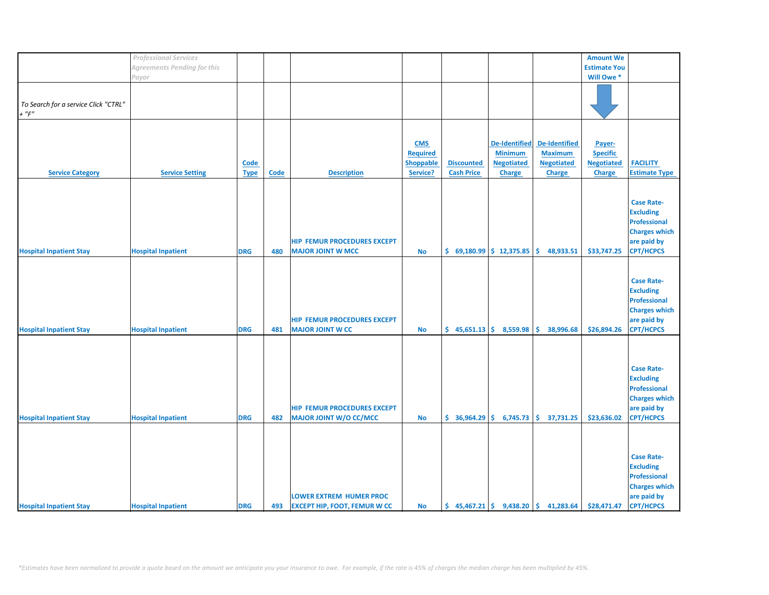| | *Professional Services Agreements Pending for this Payor* | | | | | | | | Amount We Estimate You Will Owe * | |
|---|---|---|---|---|---|---|---|---|---|---|
| *To Search for a service Click "CTRL" + "F"* | | | | | | | | | | |
| **Service Category** | **Service Setting** | **Code Type** | **Code** | **Description** | **CMS Required Shoppable Service?** | **Discounted Cash Price** | **De-Identified Minimum Negotiated Charge** | **De-Identified Maximum Negotiated Charge** | **Payer-Specific Negotiated Charge** | **FACILITY Estimate Type** |
| Hospital Inpatient Stay | Hospital Inpatient | DRG | 480 | HIP FEMUR PROCEDURES EXCEPT MAJOR JOINT W MCC | No | $ 69,180.99 | $ 12,375.85 | $ 48,933.51 | $33,747.25 | Case Rate-Excluding Professional Charges which are paid by CPT/HCPCS |
| Hospital Inpatient Stay | Hospital Inpatient | DRG | 481 | HIP FEMUR PROCEDURES EXCEPT MAJOR JOINT W CC | No | $ 45,651.13 | $ 8,559.98 | $ 38,996.68 | $26,894.26 | Case Rate-Excluding Professional Charges which are paid by CPT/HCPCS |
| Hospital Inpatient Stay | Hospital Inpatient | DRG | 482 | HIP FEMUR PROCEDURES EXCEPT MAJOR JOINT W/O CC/MCC | No | $ 36,964.29 | $ 6,745.73 | $ 37,731.25 | $23,636.02 | Case Rate-Excluding Professional Charges which are paid by CPT/HCPCS |
| Hospital Inpatient Stay | Hospital Inpatient | DRG | 493 | LOWER EXTREM HUMER PROC EXCEPT HIP, FOOT, FEMUR W CC | No | $ 45,467.21 | $ 9,438.20 | $ 41,283.64 | $28,471.47 | Case Rate-Excluding Professional Charges which are paid by CPT/HCPCS |

*\*Estimates have been normalized to provide a quote based on the amount we anticipate you your insurance to owe. For example, if the rate is 45% of charges the median charge has been multiplied by 45%.*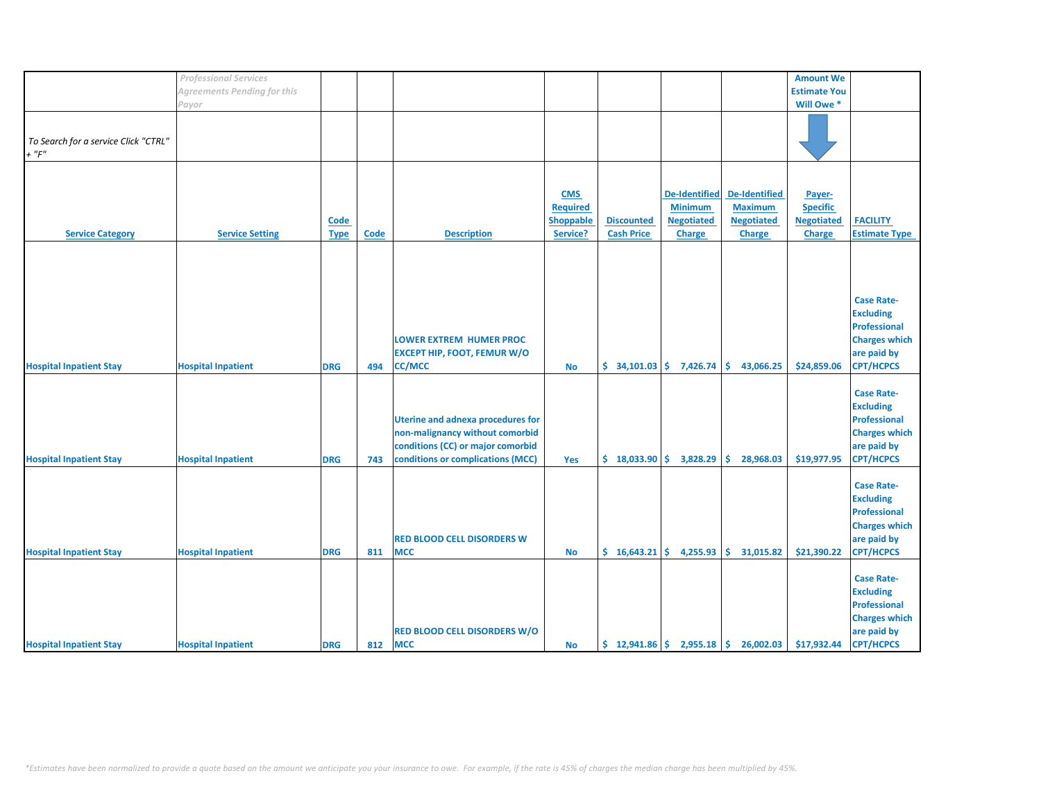| | *Professional Services Agreements Pending for this Payor* | | | | | | | | Amount We Estimate You Will Owe * | |
|---|---|---|---|---|---|---|---|---|---|---|
| *To Search for a service Click "CTRL" + "F"* | | | | | | | | | | |
| **Service Category** | **Service Setting** | **Code Type** | **Code** | **Description** | **CMS Required Shoppable Service?** | **Discounted Cash Price** | **De-Identified Minimum Negotiated Charge** | **De-Identified Maximum Negotiated Charge** | **Payer-Specific Negotiated Charge** | **FACILITY Estimate Type** |
| **Hospital Inpatient Stay** | **Hospital Inpatient** | **DRG** | **494** | **LOWER EXTREM HUMER PROC EXCEPT HIP, FOOT, FEMUR W/O CC/MCC** | **No** | **$ 34,101.03** | **$ 7,426.74** | **$ 43,066.25** | **$24,859.06** | **Case Rate-Excluding Professional Charges which are paid by CPT/HCPCS** |
| **Hospital Inpatient Stay** | **Hospital Inpatient** | **DRG** | **743** | **Uterine and adnexa procedures for non-malignancy without comorbid conditions (CC) or major comorbid conditions or complications (MCC)** | **Yes** | **$ 18,033.90** | **$ 3,828.29** | **$ 28,968.03** | **$19,977.95** | **Case Rate-Excluding Professional Charges which are paid by CPT/HCPCS** |
| **Hospital Inpatient Stay** | **Hospital Inpatient** | **DRG** | **811** | **RED BLOOD CELL DISORDERS W MCC** | **No** | **$ 16,643.21** | **$ 4,255.93** | **$ 31,015.82** | **$21,390.22** | **Case Rate-Excluding Professional Charges which are paid by CPT/HCPCS** |
| **Hospital Inpatient Stay** | **Hospital Inpatient** | **DRG** | **812** | **RED BLOOD CELL DISORDERS W/O MCC** | **No** | **$ 12,941.86** | **$ 2,955.18** | **$ 26,002.03** | **$17,932.44** | **Case Rate-Excluding Professional Charges which are paid by CPT/HCPCS** |

*\*Estimates have been normalized to provide a quote based on the amount we anticipate you your insurance to owe. For example, if the rate is 45% of charges the median charge has been multiplied by 45%.*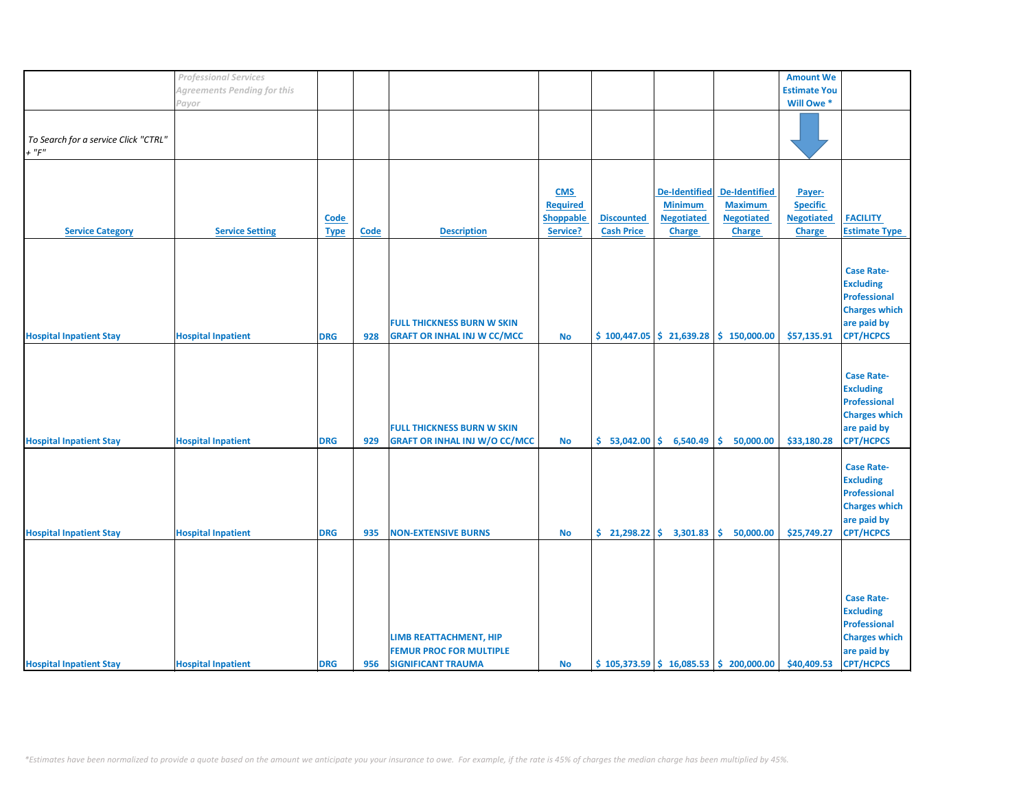| | *Professional Services Agreements Pending for this Payor* | | | | | | | | Amount We Estimate You Will Owe * | |
|---|---|---|---|---|---|---|---|---|---|---|
| *To Search for a service Click "CTRL" + "F"* | | | | | | | | | | |
| **Service Category** | **Service Setting** | **Code Type** | **Code** | **Description** | **CMS Required Shoppable Service?** | **Discounted Cash Price** | **De-Identified Minimum Negotiated Charge** | **De-Identified Maximum Negotiated Charge** | **Payer-Specific Negotiated Charge** | **FACILITY Estimate Type** |
| **Hospital Inpatient Stay** | **Hospital Inpatient** | **DRG** | **928** | **FULL THICKNESS BURN W SKIN GRAFT OR INHAL INJ W CC/MCC** | **No** | **$ 100,447.05** | **$ 21,639.28** | **$ 150,000.00** | **$57,135.91** | **Case Rate- Excluding Professional Charges which are paid by CPT/HCPCS** |
| **Hospital Inpatient Stay** | **Hospital Inpatient** | **DRG** | **929** | **FULL THICKNESS BURN W SKIN GRAFT OR INHAL INJ W/O CC/MCC** | **No** | **$ 53,042.00** | **$ 6,540.49** | **$ 50,000.00** | **$33,180.28** | **Case Rate- Excluding Professional Charges which are paid by CPT/HCPCS** |
| **Hospital Inpatient Stay** | **Hospital Inpatient** | **DRG** | **935** | **NON-EXTENSIVE BURNS** | **No** | **$ 21,298.22** | **$ 3,301.83** | **$ 50,000.00** | **$25,749.27** | **Case Rate- Excluding Professional Charges which are paid by CPT/HCPCS** |
| **Hospital Inpatient Stay** | **Hospital Inpatient** | **DRG** | **956** | **LIMB REATTACHMENT, HIP FEMUR PROC FOR MULTIPLE SIGNIFICANT TRAUMA** | **No** | **$ 105,373.59** | **$ 16,085.53** | **$ 200,000.00** | **$40,409.53** | **Case Rate- Excluding Professional Charges which are paid by CPT/HCPCS** |

*\*Estimates have been normalized to provide a quote based on the amount we anticipate you your insurance to owe. For example, if the rate is 45% of charges the median charge has been multiplied by 45%.*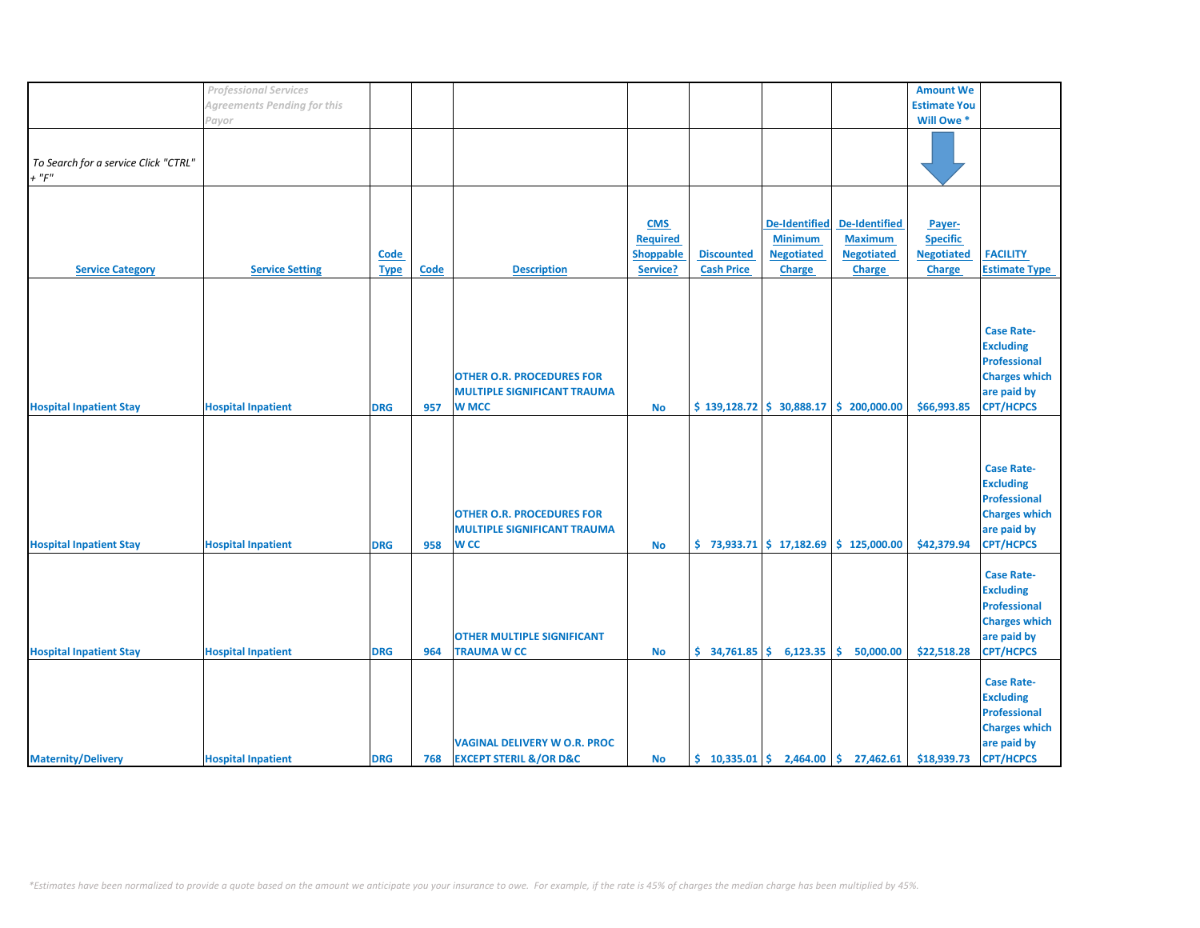| | *Professional Services Agreements Pending for this Payor* | | | | | | | | Amount We Estimate You Will Owe * | |
|---|---|---|---|---|---|---|---|---|---|---|
| *To Search for a service Click "CTRL" + "F"* | | | | | | | | | | |
| **Service Category** | **Service Setting** | **Code Type** | **Code** | **Description** | **CMS Required Shoppable Service?** | **Discounted Cash Price** | **De-Identified Minimum Negotiated Charge** | **De-Identified Maximum Negotiated Charge** | **Payer-Specific Negotiated Charge** | **FACILITY Estimate Type** |
| Hospital Inpatient Stay | Hospital Inpatient | DRG | 957 | OTHER O.R. PROCEDURES FOR MULTIPLE SIGNIFICANT TRAUMA W MCC | No | $ 139,128.72 | $ 30,888.17 | $ 200,000.00 | $66,993.85 | Case Rate-Excluding Professional Charges which are paid by CPT/HCPCS |
| Hospital Inpatient Stay | Hospital Inpatient | DRG | 958 | OTHER O.R. PROCEDURES FOR MULTIPLE SIGNIFICANT TRAUMA W CC | No | $ 73,933.71 | $ 17,182.69 | $ 125,000.00 | $42,379.94 | Case Rate-Excluding Professional Charges which are paid by CPT/HCPCS |
| Hospital Inpatient Stay | Hospital Inpatient | DRG | 964 | OTHER MULTIPLE SIGNIFICANT TRAUMA W CC | No | $ 34,761.85 | $ 6,123.35 | $ 50,000.00 | $22,518.28 | Case Rate-Excluding Professional Charges which are paid by CPT/HCPCS |
| Maternity/Delivery | Hospital Inpatient | DRG | 768 | VAGINAL DELIVERY W O.R. PROC EXCEPT STERIL &/OR D&C | No | $ 10,335.01 | $ 2,464.00 | $ 27,462.61 | $18,939.73 | Case Rate-Excluding Professional Charges which are paid by CPT/HCPCS |

*\*Estimates have been normalized to provide a quote based on the amount we anticipate you your insurance to owe. For example, if the rate is 45% of charges the median charge has been multiplied by 45%.*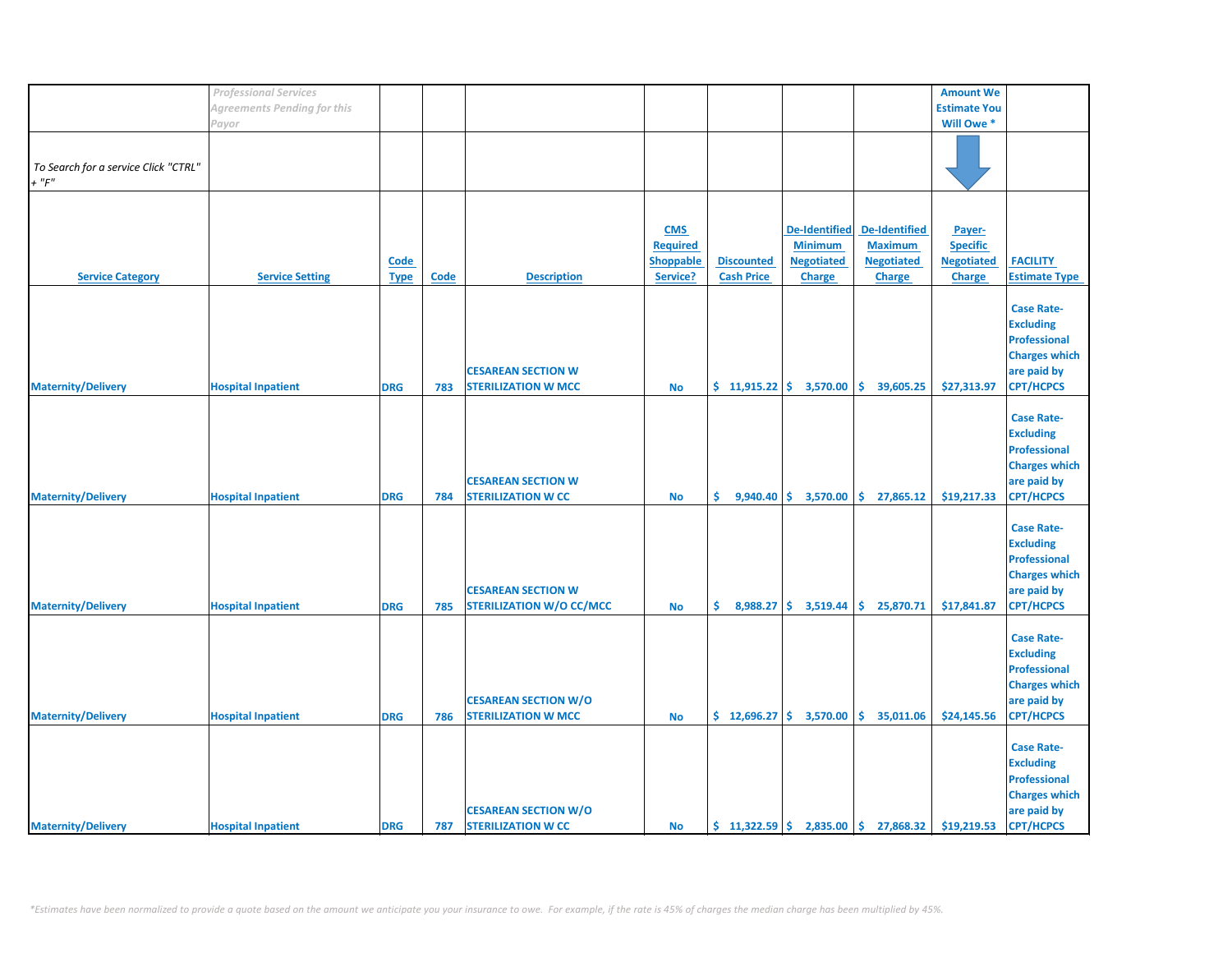| | *Professional Services Agreements Pending for this Payor* | | | | | | | | Amount We Estimate You Will Owe * | |
|---|---|---|---|---|---|---|---|---|---|---|
| *To Search for a service Click "CTRL" + "F"* | | | | | | | | | | |
| Service Category | Service Setting | Code Type | Code | Description | CMS Required Shoppable Service? | Discounted Cash Price | De-Identified Minimum Negotiated Charge | De-Identified Maximum Negotiated Charge | Payer-Specific Negotiated Charge | FACILITY Estimate Type |
| Maternity/Delivery | Hospital Inpatient | DRG | 783 | CESAREAN SECTION W STERILIZATION W MCC | No | $ 11,915.22 | $ 3,570.00 | $ 39,605.25 | $27,313.97 | Case Rate-Excluding Professional Charges which are paid by CPT/HCPCS |
| Maternity/Delivery | Hospital Inpatient | DRG | 784 | CESAREAN SECTION W STERILIZATION W CC | No | $ 9,940.40 | $ 3,570.00 | $ 27,865.12 | $19,217.33 | Case Rate-Excluding Professional Charges which are paid by CPT/HCPCS |
| Maternity/Delivery | Hospital Inpatient | DRG | 785 | CESAREAN SECTION W STERILIZATION W/O CC/MCC | No | $ 8,988.27 | $ 3,519.44 | $ 25,870.71 | $17,841.87 | Case Rate-Excluding Professional Charges which are paid by CPT/HCPCS |
| Maternity/Delivery | Hospital Inpatient | DRG | 786 | CESAREAN SECTION W/O STERILIZATION W MCC | No | $ 12,696.27 | $ 3,570.00 | $ 35,011.06 | $24,145.56 | Case Rate-Excluding Professional Charges which are paid by CPT/HCPCS |
| Maternity/Delivery | Hospital Inpatient | DRG | 787 | CESAREAN SECTION W/O STERILIZATION W CC | No | $ 11,322.59 | $ 2,835.00 | $ 27,868.32 | $19,219.53 | Case Rate-Excluding Professional Charges which are paid by CPT/HCPCS |

*\*Estimates have been normalized to provide a quote based on the amount we anticipate you your insurance to owe. For example, if the rate is 45% of charges the median charge has been multiplied by 45%.*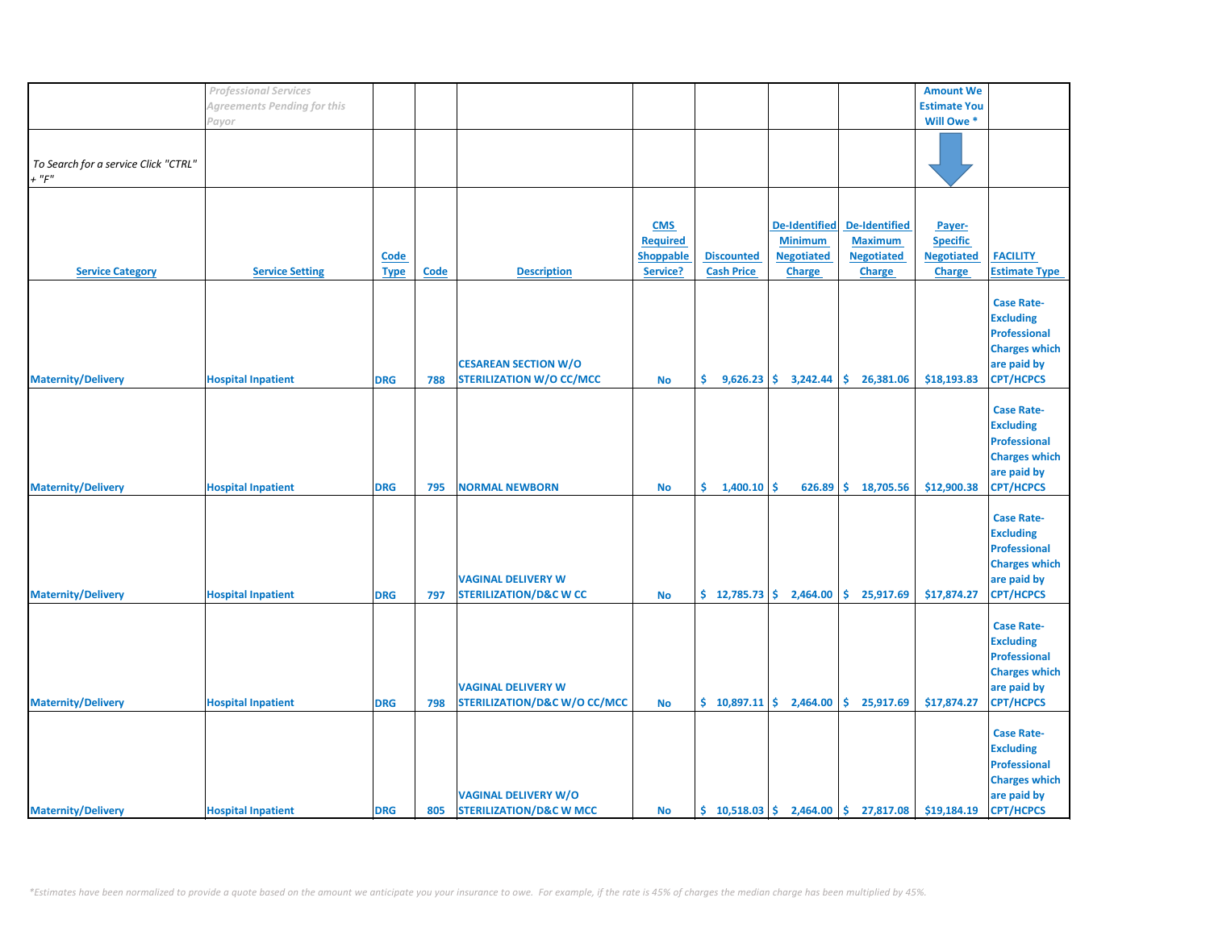| | *Professional Services Agreements Pending for this Payor* | | | | | | | | Amount We Estimate You Will Owe * | |
|---|---|---|---|---|---|---|---|---|---|---|
| *To Search for a service Click "CTRL" + "F"* | | | | | | | | | | |
| **Service Category** | **Service Setting** | **Code Type** | **Code** | **Description** | **CMS Required Shoppable Service?** | **Discounted Cash Price** | **De-Identified Minimum Negotiated Charge** | **De-Identified Maximum Negotiated Charge** | **Payer-Specific Negotiated Charge** | **FACILITY Estimate Type** |
| Maternity/Delivery | Hospital Inpatient | DRG | 788 | CESAREAN SECTION W/O STERILIZATION W/O CC/MCC | No | $ 9,626.23 | $ 3,242.44 | $ 26,381.06 | $18,193.83 | Case Rate-Excluding Professional Charges which are paid by CPT/HCPCS |
| Maternity/Delivery | Hospital Inpatient | DRG | 795 | NORMAL NEWBORN | No | $ 1,400.10 | $ 626.89 | $ 18,705.56 | $12,900.38 | Case Rate-Excluding Professional Charges which are paid by CPT/HCPCS |
| Maternity/Delivery | Hospital Inpatient | DRG | 797 | VAGINAL DELIVERY W STERILIZATION/D&C W CC | No | $ 12,785.73 | $ 2,464.00 | $ 25,917.69 | $17,874.27 | Case Rate-Excluding Professional Charges which are paid by CPT/HCPCS |
| Maternity/Delivery | Hospital Inpatient | DRG | 798 | VAGINAL DELIVERY W STERILIZATION/D&C W/O CC/MCC | No | $ 10,897.11 | $ 2,464.00 | $ 25,917.69 | $17,874.27 | Case Rate-Excluding Professional Charges which are paid by CPT/HCPCS |
| Maternity/Delivery | Hospital Inpatient | DRG | 805 | VAGINAL DELIVERY W/O STERILIZATION/D&C W MCC | No | $ 10,518.03 | $ 2,464.00 | $ 27,817.08 | $19,184.19 | Case Rate-Excluding Professional Charges which are paid by CPT/HCPCS |

*\*Estimates have been normalized to provide a quote based on the amount we anticipate you your insurance to owe. For example, if the rate is 45% of charges the median charge has been multiplied by 45%.*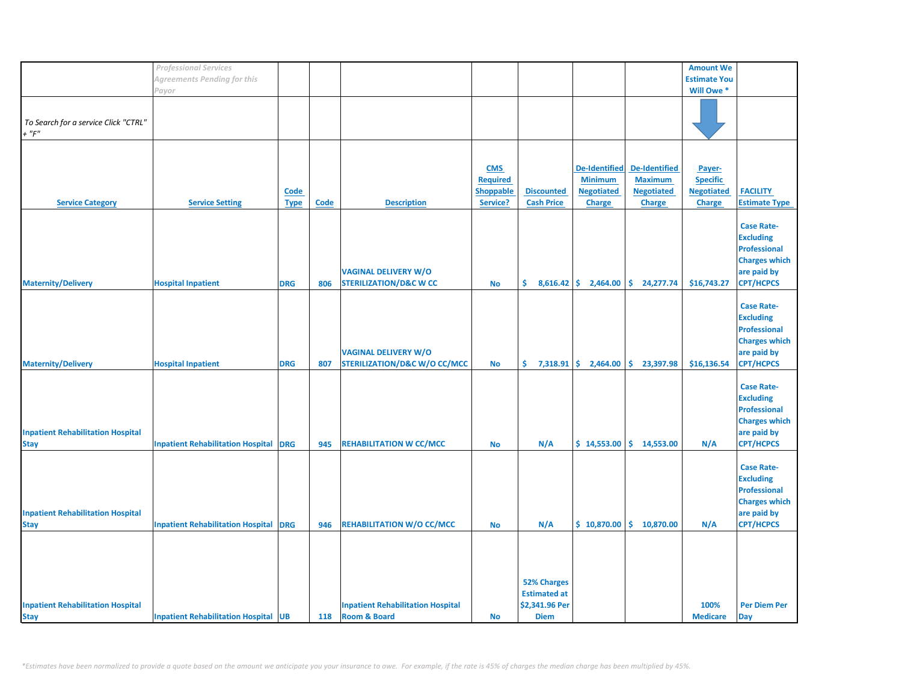| | *Professional Services Agreements Pending for this Payor* | | | | | | | | Amount We Estimate You Will Owe * | |
|---|---|---|---|---|---|---|---|---|---|---|
| *To Search for a service Click "CTRL" + "F"* | | | | | | | | | | |
| **Service Category** | **Service Setting** | **Code Type** | **Code** | **Description** | **CMS Required Shoppable Service?** | **Discounted Cash Price** | **De-Identified Minimum Negotiated Charge** | **De-Identified Maximum Negotiated Charge** | **Payer-Specific Negotiated Charge** | **FACILITY Estimate Type** |
| Maternity/Delivery | Hospital Inpatient | DRG | 806 | VAGINAL DELIVERY W/O STERILIZATION/D&C W CC | No | $ 8,616.42 | $ 2,464.00 | $ 24,277.74 | $16,743.27 | Case Rate-Excluding Professional Charges which are paid by CPT/HCPCS |
| Maternity/Delivery | Hospital Inpatient | DRG | 807 | VAGINAL DELIVERY W/O STERILIZATION/D&C W/O CC/MCC | No | $ 7,318.91 | $ 2,464.00 | $ 23,397.98 | $16,136.54 | Case Rate-Excluding Professional Charges which are paid by CPT/HCPCS |
| Inpatient Rehabilitation Hospital Stay | Inpatient Rehabilitation Hospital | DRG | 945 | REHABILITATION W CC/MCC | No | N/A | $ 14,553.00 | $ 14,553.00 | N/A | Case Rate-Excluding Professional Charges which are paid by CPT/HCPCS |
| Inpatient Rehabilitation Hospital Stay | Inpatient Rehabilitation Hospital | DRG | 946 | REHABILITATION W/O CC/MCC | No | N/A | $ 10,870.00 | $ 10,870.00 | N/A | Case Rate-Excluding Professional Charges which are paid by CPT/HCPCS |
| Inpatient Rehabilitation Hospital Stay | Inpatient Rehabilitation Hospital | UB | 118 | Inpatient Rehabilitation Hospital Room & Board | No | 52% Charges Estimated at $2,341.96 Per Diem | | | 100% Medicare | Per Diem Per Day |

*\*Estimates have been normalized to provide a quote based on the amount we anticipate you your insurance to owe. For example, if the rate is 45% of charges the median charge has been multiplied by 45%.*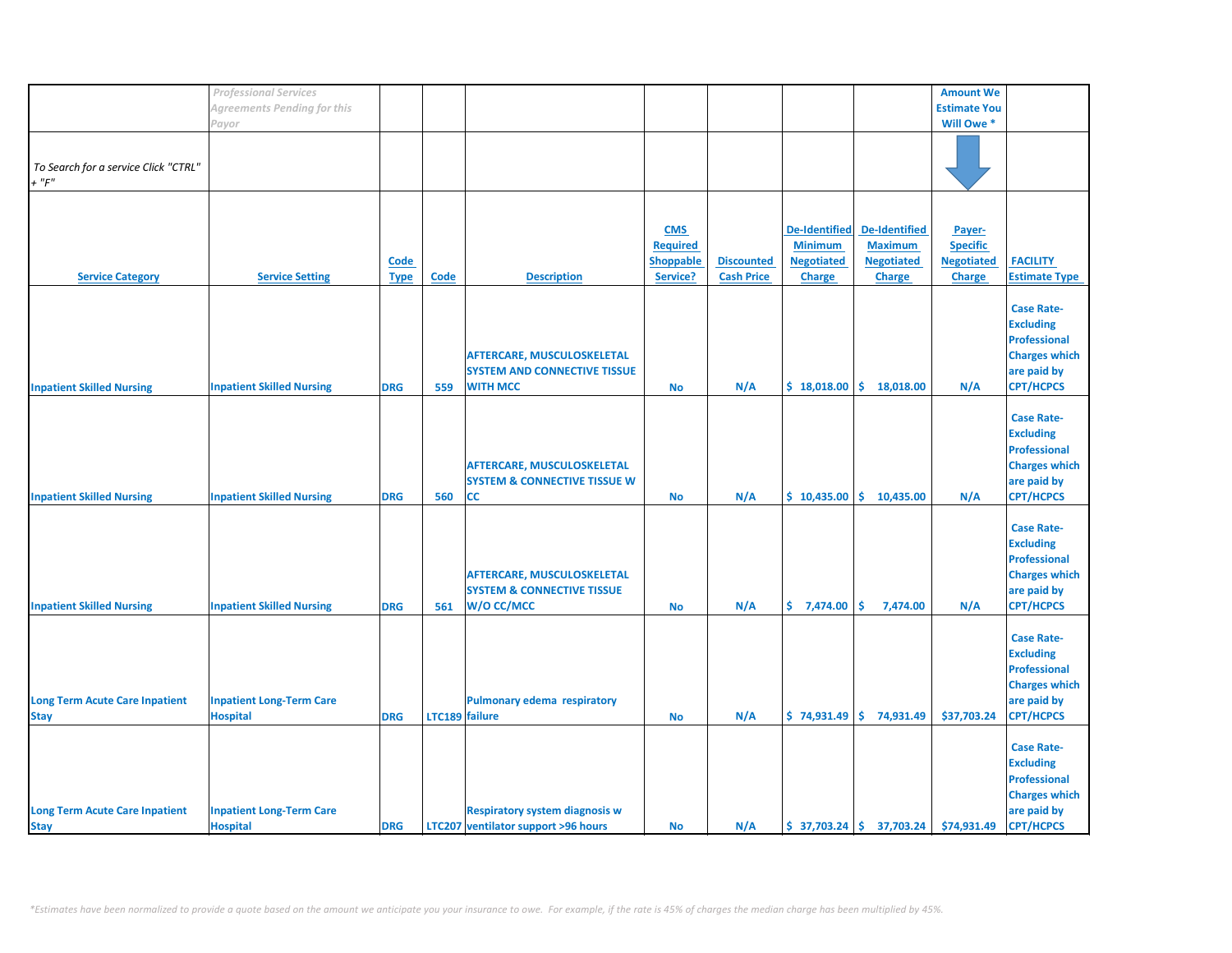| | *Professional Services Agreements Pending for this Payor* | | | | | | | | **Amount We Estimate You Will Owe *** | |
|---|---|---|---|---|---|---|---|---|---|---|
| *To Search for a service Click "CTRL" + "F"* | | | | | | | | | | |
| **Service Category** | **Service Setting** | **Code Type** | **Code** | **Description** | **CMS Required Shoppable Service?** | **Discounted Cash Price** | **De-Identified Minimum Negotiated Charge** | **De-Identified Maximum Negotiated Charge** | **Payer-Specific Negotiated Charge** | **FACILITY Estimate Type** |
| **Inpatient Skilled Nursing** | **Inpatient Skilled Nursing** | **DRG** | **559** | **AFTERCARE, MUSCULOSKELETAL SYSTEM AND CONNECTIVE TISSUE WITH MCC** | **No** | **N/A** | **$ 18,018.00** | **$ 18,018.00** | **N/A** | **Case Rate-Excluding Professional Charges which are paid by CPT/HCPCS** |
| **Inpatient Skilled Nursing** | **Inpatient Skilled Nursing** | **DRG** | **560** | **AFTERCARE, MUSCULOSKELETAL SYSTEM & CONNECTIVE TISSUE W CC** | **No** | **N/A** | **$ 10,435.00** | **$ 10,435.00** | **N/A** | **Case Rate-Excluding Professional Charges which are paid by CPT/HCPCS** |
| **Inpatient Skilled Nursing** | **Inpatient Skilled Nursing** | **DRG** | **561** | **AFTERCARE, MUSCULOSKELETAL SYSTEM & CONNECTIVE TISSUE W/O CC/MCC** | **No** | **N/A** | **$ 7,474.00** | **$ 7,474.00** | **N/A** | **Case Rate-Excluding Professional Charges which are paid by CPT/HCPCS** |
| **Long Term Acute Care Inpatient Stay** | **Inpatient Long-Term Care Hospital** | **DRG** | **LTC189** | **Pulmonary edema respiratory failure** | **No** | **N/A** | **$ 74,931.49** | **$ 74,931.49** | **$37,703.24** | **Case Rate-Excluding Professional Charges which are paid by CPT/HCPCS** |
| **Long Term Acute Care Inpatient Stay** | **Inpatient Long-Term Care Hospital** | **DRG** | **LTC207** | **Respiratory system diagnosis w ventilator support >96 hours** | **No** | **N/A** | **$ 37,703.24** | **$ 37,703.24** | **$74,931.49** | **Case Rate-Excluding Professional Charges which are paid by CPT/HCPCS** |

*\*Estimates have been normalized to provide a quote based on the amount we anticipate you your insurance to owe. For example, if the rate is 45% of charges the median charge has been multiplied by 45%.*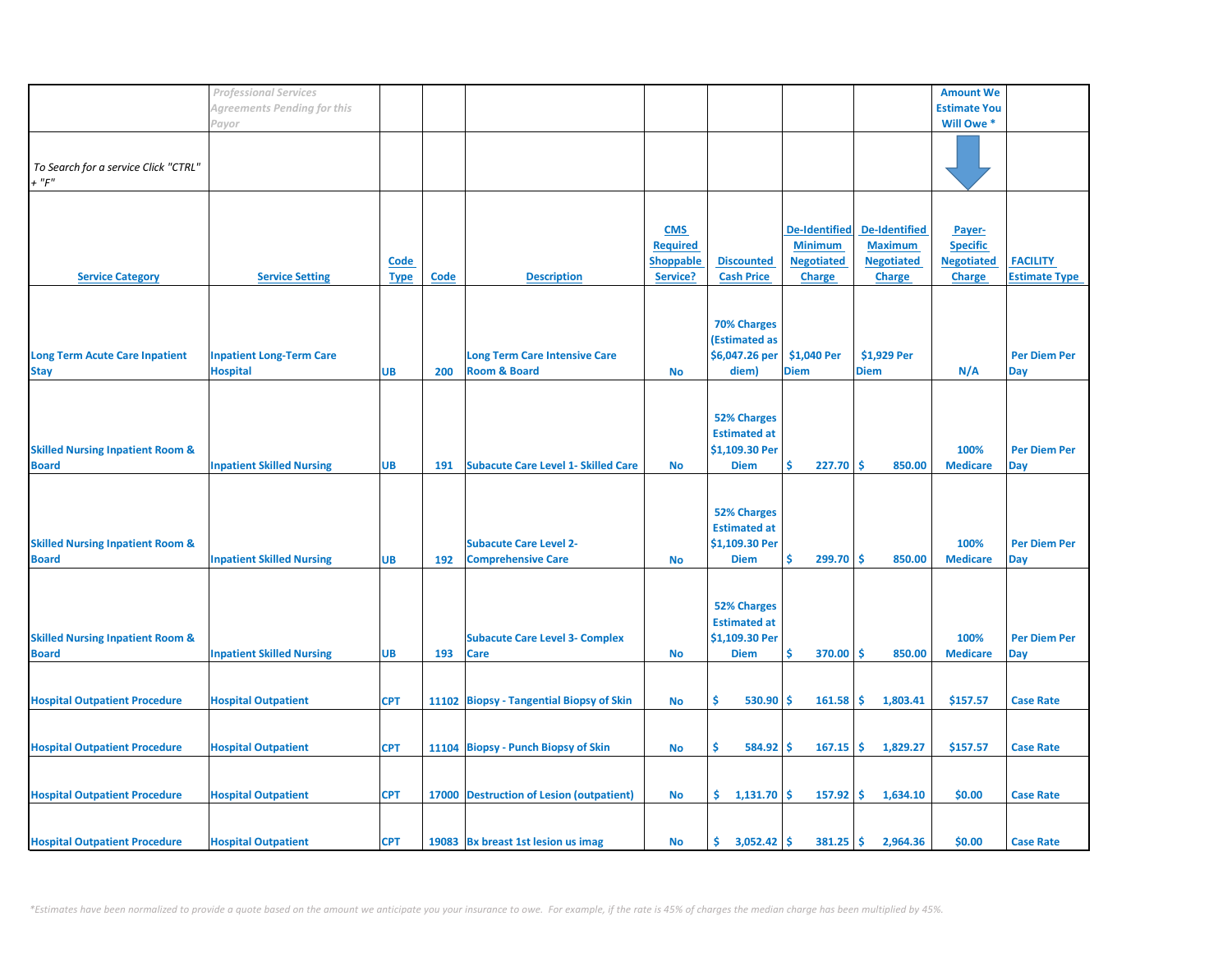| | *Professional Services Agreements Pending for this Payor* | | | | | | | | Amount We Estimate You Will Owe * | |
|---|---|---|---|---|---|---|---|---|---|---|
| *To Search for a service Click "CTRL" + "F"* | | | | | | | | | | |
| **Service Category** | **Service Setting** | **Code Type** | **Code** | **Description** | **CMS Required Shoppable Service?** | **Discounted Cash Price** | **De-Identified Minimum Negotiated Charge** | **De-Identified Maximum Negotiated Charge** | **Payer-Specific Negotiated Charge** | **FACILITY Estimate Type** |
| Long Term Acute Care Inpatient Stay | Inpatient Long-Term Care Hospital | UB | 200 | Long Term Care Intensive Care Room & Board | No | 70% Charges (Estimated as $6,047.26 per diem) | $1,040 Per Diem | $1,929 Per Diem | N/A | Per Diem Per Day |
| Skilled Nursing Inpatient Room & Board | Inpatient Skilled Nursing | UB | 191 | Subacute Care Level 1- Skilled Care | No | 52% Charges Estimated at $1,109.30 Per Diem | $ 227.70 | $ 850.00 | 100% Medicare | Per Diem Per Day |
| Skilled Nursing Inpatient Room & Board | Inpatient Skilled Nursing | UB | 192 | Subacute Care Level 2- Comprehensive Care | No | 52% Charges Estimated at $1,109.30 Per Diem | $ 299.70 | $ 850.00 | 100% Medicare | Per Diem Per Day |
| Skilled Nursing Inpatient Room & Board | Inpatient Skilled Nursing | UB | 193 | Subacute Care Level 3- Complex Care | No | 52% Charges Estimated at $1,109.30 Per Diem | $ 370.00 | $ 850.00 | 100% Medicare | Per Diem Per Day |
| Hospital Outpatient Procedure | Hospital Outpatient | CPT | 11102 | Biopsy - Tangential Biopsy of Skin | No | $ 530.90 | $ 161.58 | $ 1,803.41 | $157.57 | Case Rate |
| Hospital Outpatient Procedure | Hospital Outpatient | CPT | 11104 | Biopsy - Punch Biopsy of Skin | No | $ 584.92 | $ 167.15 | $ 1,829.27 | $157.57 | Case Rate |
| Hospital Outpatient Procedure | Hospital Outpatient | CPT | 17000 | Destruction of Lesion (outpatient) | No | $ 1,131.70 | $ 157.92 | $ 1,634.10 | $0.00 | Case Rate |
| Hospital Outpatient Procedure | Hospital Outpatient | CPT | 19083 | Bx breast 1st lesion us imag | No | $ 3,052.42 | $ 381.25 | $ 2,964.36 | $0.00 | Case Rate |

*Estimates have been normalized to provide a quote based on the amount we anticipate you your insurance to owe. For example, if the rate is 45% of charges the median charge has been multiplied by 45%.*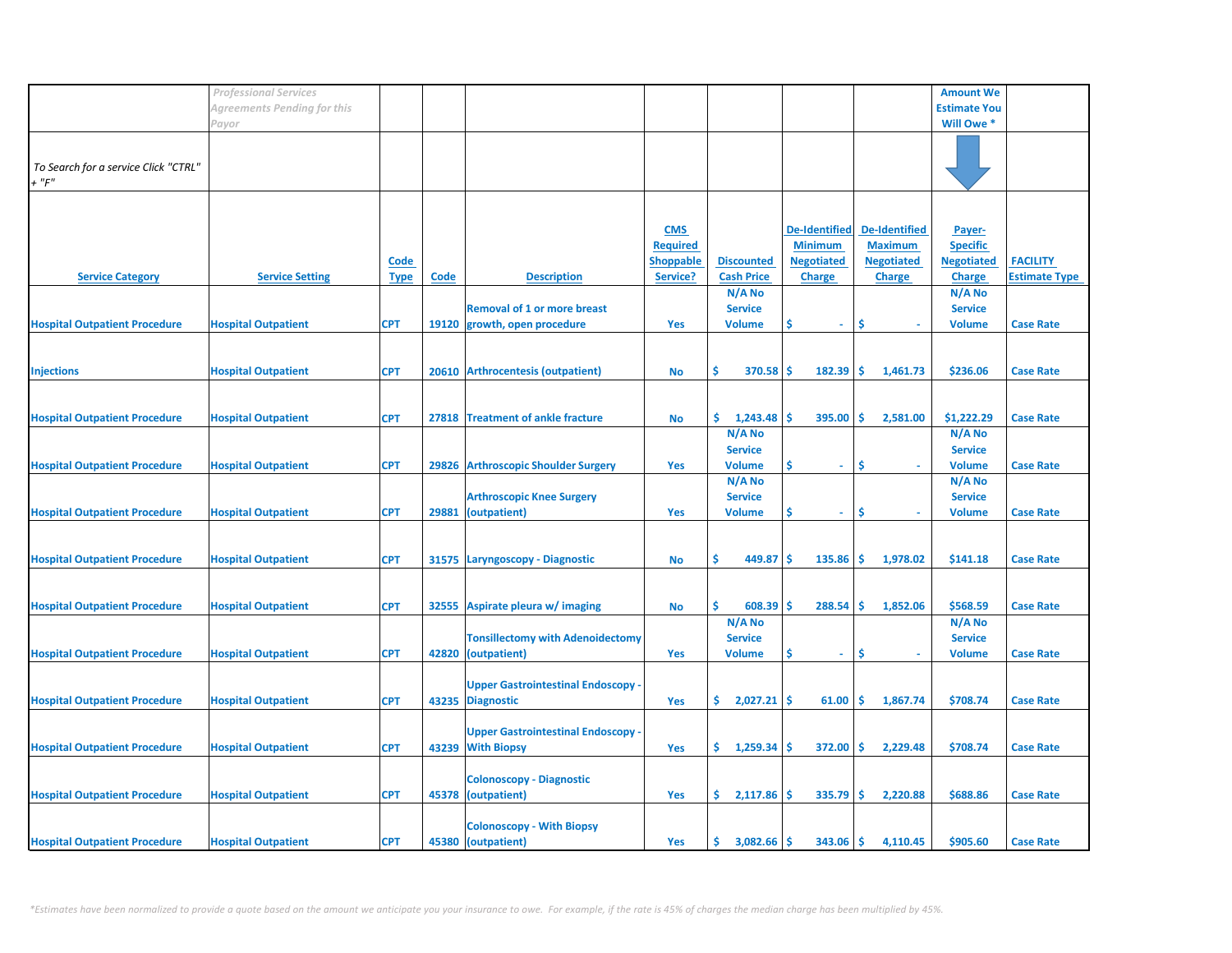| | *Professional Services Agreements Pending for this Payor* | | | | | | | | Amount We Estimate You Will Owe * | |
|---|---|---|---|---|---|---|---|---|---|---|
| *To Search for a service Click "CTRL" + "F"* | | | | | | | | | | |
| **Service Category** | **Service Setting** | **Code Type** | **Code** | **Description** | **CMS Required Shoppable Service?** | **Discounted Cash Price** | **De-Identified Minimum Negotiated Charge** | **De-Identified Maximum Negotiated Charge** | **Payer-Specific Negotiated Charge** | **FACILITY Estimate Type** |
| Hospital Outpatient Procedure | Hospital Outpatient | CPT | 19120 | Removal of 1 or more breast growth, open procedure | Yes | N/A No Service Volume | $ - | $ - | N/A No Service Volume | Case Rate |
| Injections | Hospital Outpatient | CPT | 20610 | Arthrocentesis (outpatient) | No | $ 370.58 | $ 182.39 | $ 1,461.73 | $236.06 | Case Rate |
| Hospital Outpatient Procedure | Hospital Outpatient | CPT | 27818 | Treatment of ankle fracture | No | $ 1,243.48 | $ 395.00 | $ 2,581.00 | $1,222.29 | Case Rate |
| Hospital Outpatient Procedure | Hospital Outpatient | CPT | 29826 | Arthroscopic Shoulder Surgery | Yes | N/A No Service Volume | $ - | $ - | N/A No Service Volume | Case Rate |
| Hospital Outpatient Procedure | Hospital Outpatient | CPT | 29881 | Arthroscopic Knee Surgery (outpatient) | Yes | N/A No Service Volume | $ - | $ - | N/A No Service Volume | Case Rate |
| Hospital Outpatient Procedure | Hospital Outpatient | CPT | 31575 | Laryngoscopy - Diagnostic | No | $ 449.87 | $ 135.86 | $ 1,978.02 | $141.18 | Case Rate |
| Hospital Outpatient Procedure | Hospital Outpatient | CPT | 32555 | Aspirate pleura w/ imaging | No | $ 608.39 | $ 288.54 | $ 1,852.06 | $568.59 | Case Rate |
| Hospital Outpatient Procedure | Hospital Outpatient | CPT | 42820 | Tonsillectomy with Adenoidectomy (outpatient) | Yes | N/A No Service Volume | $ - | $ - | N/A No Service Volume | Case Rate |
| Hospital Outpatient Procedure | Hospital Outpatient | CPT | 43235 | Upper Gastrointestinal Endoscopy - Diagnostic | Yes | $ 2,027.21 | $ 61.00 | $ 1,867.74 | $708.74 | Case Rate |
| Hospital Outpatient Procedure | Hospital Outpatient | CPT | 43239 | Upper Gastrointestinal Endoscopy - With Biopsy | Yes | $ 1,259.34 | $ 372.00 | $ 2,229.48 | $708.74 | Case Rate |
| Hospital Outpatient Procedure | Hospital Outpatient | CPT | 45378 | Colonoscopy - Diagnostic (outpatient) | Yes | $ 2,117.86 | $ 335.79 | $ 2,220.88 | $688.86 | Case Rate |
| Hospital Outpatient Procedure | Hospital Outpatient | CPT | 45380 | Colonoscopy - With Biopsy (outpatient) | Yes | $ 3,082.66 | $ 343.06 | $ 4,110.45 | $905.60 | Case Rate |

*\*Estimates have been normalized to provide a quote based on the amount we anticipate you your insurance to owe. For example, if the rate is 45% of charges the median charge has been multiplied by 45%.*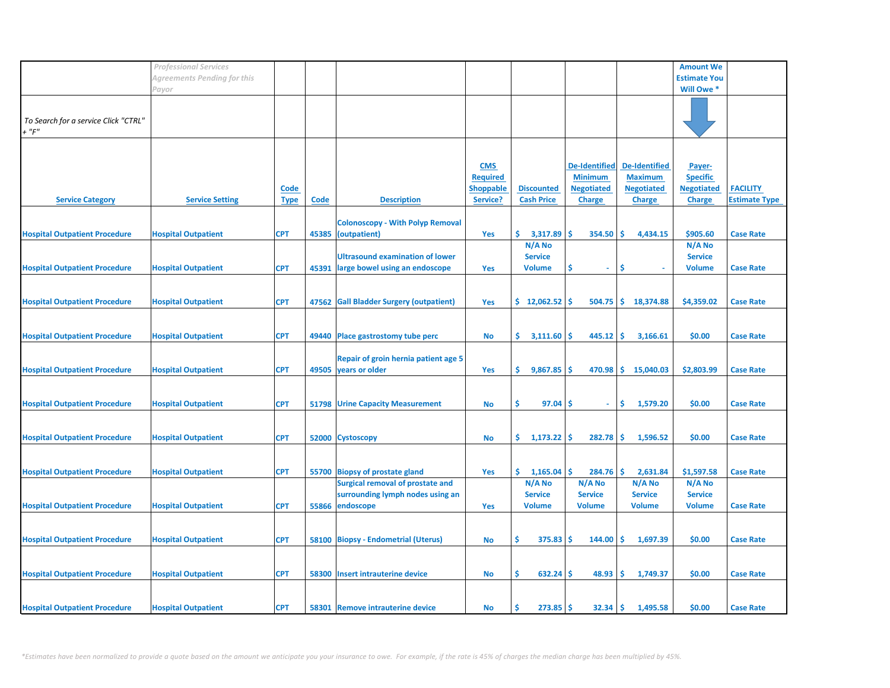| | *Professional Services Agreements Pending for this Payor* | | | | | | | | Amount We Estimate You Will Owe * | |
|---|---|---|---|---|---|---|---|---|---|---|
| *To Search for a service Click "CTRL" + "F"* | | | | | | | | | | |
| **Service Category** | **Service Setting** | **Code Type** | **Code** | **Description** | **CMS Required Shoppable Service?** | **Discounted Cash Price** | **De-Identified Minimum Negotiated Charge** | **De-Identified Maximum Negotiated Charge** | **Payer-Specific Negotiated Charge** | **FACILITY Estimate Type** |
| Hospital Outpatient Procedure | Hospital Outpatient | CPT | 45385 | Colonoscopy - With Polyp Removal (outpatient) | Yes | $ 3,317.89 | $ 354.50 | $ 4,434.15 | $905.60 | Case Rate |
| Hospital Outpatient Procedure | Hospital Outpatient | CPT | 45391 | Ultrasound examination of lower large bowel using an endoscope | Yes | N/A No Service Volume | $ - | $ - | N/A No Service Volume | Case Rate |
| Hospital Outpatient Procedure | Hospital Outpatient | CPT | 47562 | Gall Bladder Surgery (outpatient) | Yes | $ 12,062.52 | $ 504.75 | $ 18,374.88 | $4,359.02 | Case Rate |
| Hospital Outpatient Procedure | Hospital Outpatient | CPT | 49440 | Place gastrostomy tube perc | No | $ 3,111.60 | $ 445.12 | $ 3,166.61 | $0.00 | Case Rate |
| Hospital Outpatient Procedure | Hospital Outpatient | CPT | 49505 | Repair of groin hernia patient age 5 years or older | Yes | $ 9,867.85 | $ 470.98 | $ 15,040.03 | $2,803.99 | Case Rate |
| Hospital Outpatient Procedure | Hospital Outpatient | CPT | 51798 | Urine Capacity Measurement | No | $ 97.04 | $ - | $ 1,579.20 | $0.00 | Case Rate |
| Hospital Outpatient Procedure | Hospital Outpatient | CPT | 52000 | Cystoscopy | No | $ 1,173.22 | $ 282.78 | $ 1,596.52 | $0.00 | Case Rate |
| Hospital Outpatient Procedure | Hospital Outpatient | CPT | 55700 | Biopsy of prostate gland | Yes | $ 1,165.04 | $ 284.76 | $ 2,631.84 | $1,597.58 | Case Rate |
| Hospital Outpatient Procedure | Hospital Outpatient | CPT | 55866 | Surgical removal of prostate and surrounding lymph nodes using an endoscope | Yes | N/A No Service Volume | N/A No Service Volume | N/A No Service Volume | N/A No Service Volume | Case Rate |
| Hospital Outpatient Procedure | Hospital Outpatient | CPT | 58100 | Biopsy - Endometrial (Uterus) | No | $ 375.83 | $ 144.00 | $ 1,697.39 | $0.00 | Case Rate |
| Hospital Outpatient Procedure | Hospital Outpatient | CPT | 58300 | Insert intrauterine device | No | $ 632.24 | $ 48.93 | $ 1,749.37 | $0.00 | Case Rate |
| Hospital Outpatient Procedure | Hospital Outpatient | CPT | 58301 | Remove intrauterine device | No | $ 273.85 | $ 32.34 | $ 1,495.58 | $0.00 | Case Rate |

*\*Estimates have been normalized to provide a quote based on the amount we anticipate you your insurance to owe. For example, if the rate is 45% of charges the median charge has been multiplied by 45%.*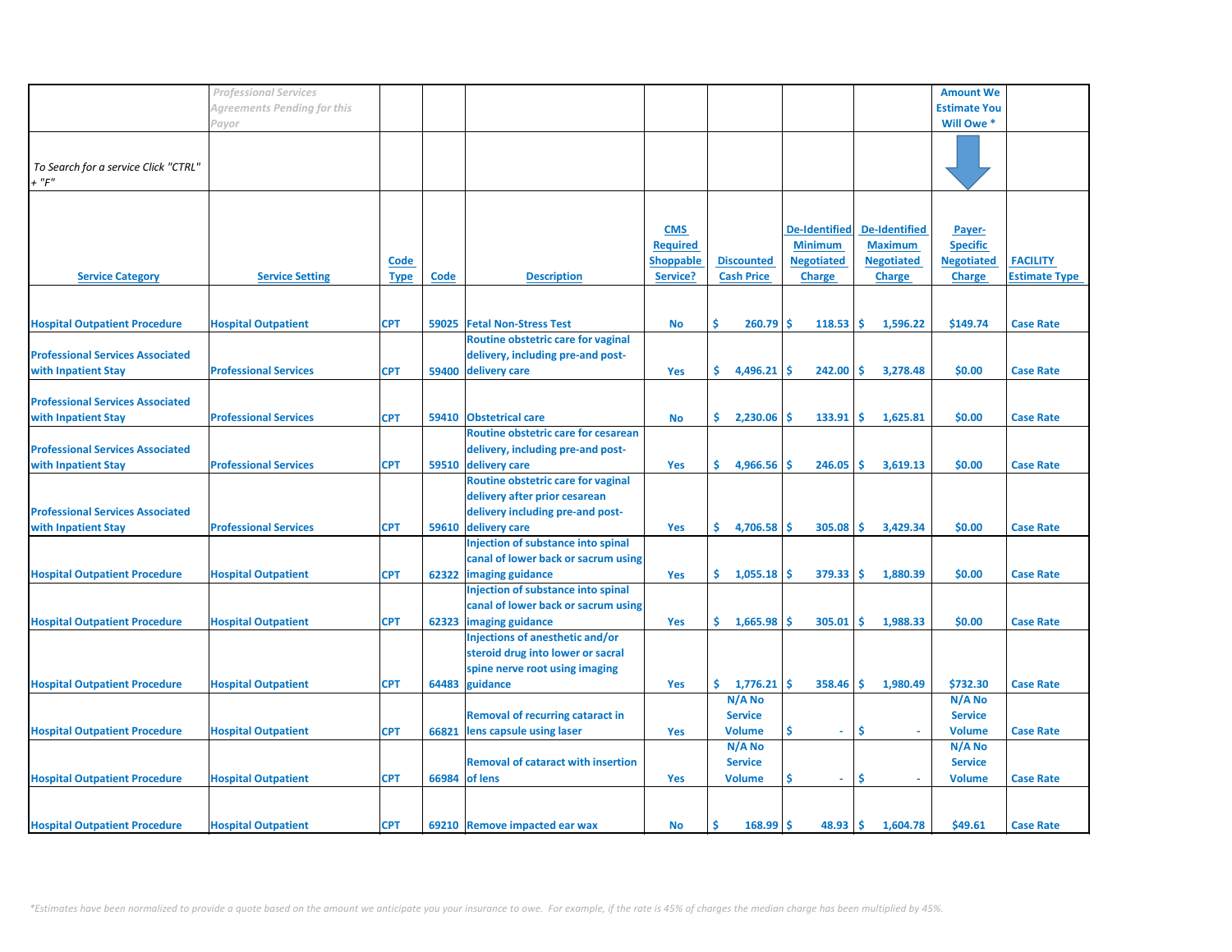| | *Professional Services Agreements Pending for this Payor* | | | | | | | | Amount We Estimate You Will Owe * | |
|---|---|---|---|---|---|---|---|---|---|---|
| *To Search for a service Click "CTRL" + "F"* | | | | | | | | | | |
| Service Category | Service Setting | Code Type | Code | Description | CMS Required Shoppable Service? | Discounted Cash Price | De-Identified Minimum Negotiated Charge | De-Identified Maximum Negotiated Charge | Payer-Specific Negotiated Charge | FACILITY Estimate Type |
| Hospital Outpatient Procedure | Hospital Outpatient | CPT | 59025 | Fetal Non-Stress Test | No | $ 260.79 | $ 118.53 | $ 1,596.22 | $149.74 | Case Rate |
| Professional Services Associated with Inpatient Stay | Professional Services | CPT | 59400 | Routine obstetric care for vaginal delivery, including pre-and post-delivery care | Yes | $ 4,496.21 | $ 242.00 | $ 3,278.48 | $0.00 | Case Rate |
| Professional Services Associated with Inpatient Stay | Professional Services | CPT | 59410 | Obstetrical care | No | $ 2,230.06 | $ 133.91 | $ 1,625.81 | $0.00 | Case Rate |
| Professional Services Associated with Inpatient Stay | Professional Services | CPT | 59510 | Routine obstetric care for cesarean delivery, including pre-and post-delivery care | Yes | $ 4,966.56 | $ 246.05 | $ 3,619.13 | $0.00 | Case Rate |
| Professional Services Associated with Inpatient Stay | Professional Services | CPT | 59610 | Routine obstetric care for vaginal delivery after prior cesarean delivery including pre-and post-delivery care | Yes | $ 4,706.58 | $ 305.08 | $ 3,429.34 | $0.00 | Case Rate |
| Hospital Outpatient Procedure | Hospital Outpatient | CPT | 62322 | Injection of substance into spinal canal of lower back or sacrum using imaging guidance | Yes | $ 1,055.18 | $ 379.33 | $ 1,880.39 | $0.00 | Case Rate |
| Hospital Outpatient Procedure | Hospital Outpatient | CPT | 62323 | Injection of substance into spinal canal of lower back or sacrum using imaging guidance | Yes | $ 1,665.98 | $ 305.01 | $ 1,988.33 | $0.00 | Case Rate |
| Hospital Outpatient Procedure | Hospital Outpatient | CPT | 64483 | Injections of anesthetic and/or steroid drug into lower or sacral spine nerve root using imaging guidance | Yes | $ 1,776.21 | $ 358.46 | $ 1,980.49 | $732.30 | Case Rate |
| Hospital Outpatient Procedure | Hospital Outpatient | CPT | 66821 | Removal of recurring cataract in lens capsule using laser | Yes | N/A No Service Volume | $ - | $ - | N/A No Service Volume | Case Rate |
| Hospital Outpatient Procedure | Hospital Outpatient | CPT | 66984 | Removal of cataract with insertion of lens | Yes | N/A No Service Volume | $ - | $ - | N/A No Service Volume | Case Rate |
| Hospital Outpatient Procedure | Hospital Outpatient | CPT | 69210 | Remove impacted ear wax | No | $ 168.99 | $ 48.93 | $ 1,604.78 | $49.61 | Case Rate |

*\*Estimates have been normalized to provide a quote based on the amount we anticipate you your insurance to owe. For example, if the rate is 45% of charges the median charge has been multiplied by 45%.*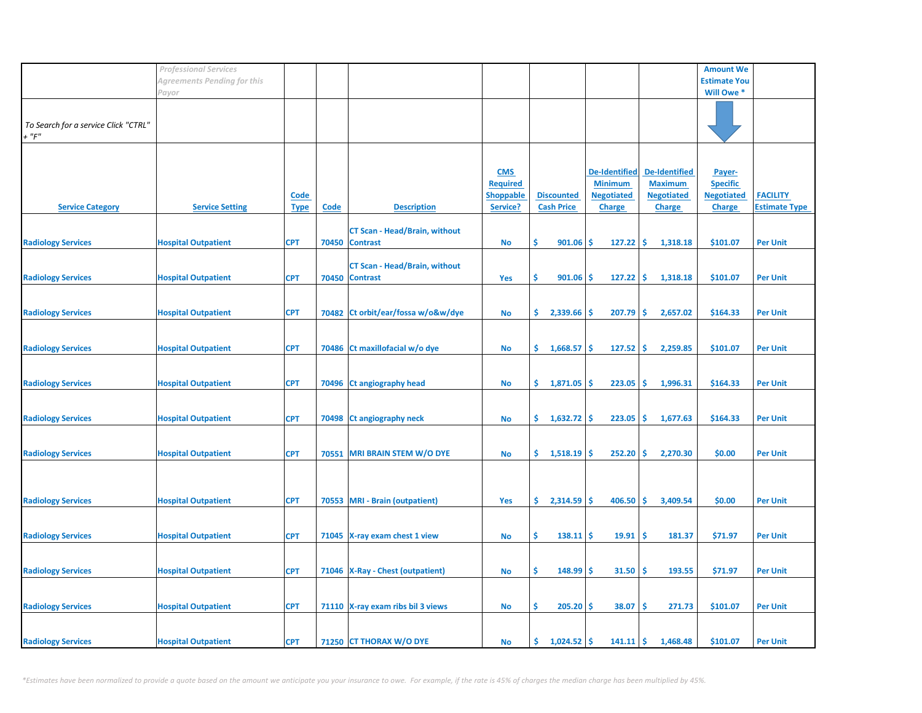| | *Professional Services Agreements Pending for this Payor* | | | | | | | | Amount We Estimate You Will Owe * | |
|---|---|---|---|---|---|---|---|---|---|---|
| *To Search for a service Click "CTRL" + "F"* | | | | | | | | | | |
| **Service Category** | **Service Setting** | **Code Type** | **Code** | **Description** | **CMS Required Shoppable Service?** | **Discounted Cash Price** | **De-Identified Minimum Negotiated Charge** | **De-Identified Maximum Negotiated Charge** | **Payer-Specific Negotiated Charge** | **FACILITY Estimate Type** |
| Radiology Services | Hospital Outpatient | CPT | 70450 | CT Scan - Head/Brain, without Contrast | No | $ 901.06 | $ 127.22 | $ 1,318.18 | $101.07 | Per Unit |
| Radiology Services | Hospital Outpatient | CPT | 70450 | CT Scan - Head/Brain, without Contrast | Yes | $ 901.06 | $ 127.22 | $ 1,318.18 | $101.07 | Per Unit |
| Radiology Services | Hospital Outpatient | CPT | 70482 | Ct orbit/ear/fossa w/o&w/dye | No | $ 2,339.66 | $ 207.79 | $ 2,657.02 | $164.33 | Per Unit |
| Radiology Services | Hospital Outpatient | CPT | 70486 | Ct maxillofacial w/o dye | No | $ 1,668.57 | $ 127.52 | $ 2,259.85 | $101.07 | Per Unit |
| Radiology Services | Hospital Outpatient | CPT | 70496 | Ct angiography head | No | $ 1,871.05 | $ 223.05 | $ 1,996.31 | $164.33 | Per Unit |
| Radiology Services | Hospital Outpatient | CPT | 70498 | Ct angiography neck | No | $ 1,632.72 | $ 223.05 | $ 1,677.63 | $164.33 | Per Unit |
| Radiology Services | Hospital Outpatient | CPT | 70551 | MRI BRAIN STEM W/O DYE | No | $ 1,518.19 | $ 252.20 | $ 2,270.30 | $0.00 | Per Unit |
| Radiology Services | Hospital Outpatient | CPT | 70553 | MRI - Brain (outpatient) | Yes | $ 2,314.59 | $ 406.50 | $ 3,409.54 | $0.00 | Per Unit |
| Radiology Services | Hospital Outpatient | CPT | 71045 | X-ray exam chest 1 view | No | $ 138.11 | $ 19.91 | $ 181.37 | $71.97 | Per Unit |
| Radiology Services | Hospital Outpatient | CPT | 71046 | X-Ray - Chest (outpatient) | No | $ 148.99 | $ 31.50 | $ 193.55 | $71.97 | Per Unit |
| Radiology Services | Hospital Outpatient | CPT | 71110 | X-ray exam ribs bil 3 views | No | $ 205.20 | $ 38.07 | $ 271.73 | $101.07 | Per Unit |
| Radiology Services | Hospital Outpatient | CPT | 71250 | CT THORAX W/O DYE | No | $ 1,024.52 | $ 141.11 | $ 1,468.48 | $101.07 | Per Unit |

*Estimates have been normalized to provide a quote based on the amount we anticipate you your insurance to owe. For example, if the rate is 45% of charges the median charge has been multiplied by 45%.*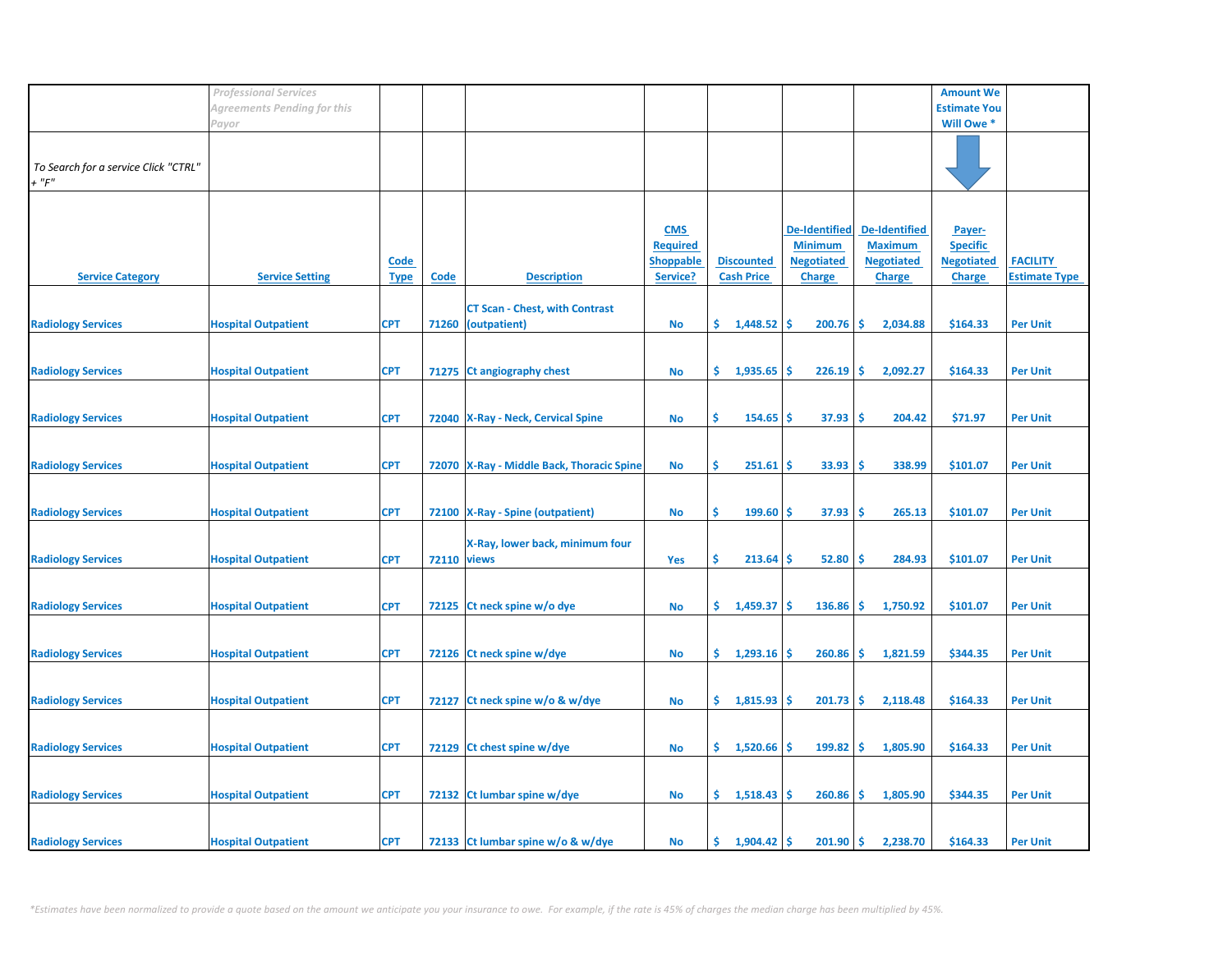| | *Professional Services Agreements Pending for this Payor* | | | | | | | | Amount We Estimate You Will Owe * | |
|---|---|---|---|---|---|---|---|---|---|---|
| *To Search for a service Click "CTRL" + "F"* | | | | | | | | | | |
| **Service Category** | **Service Setting** | **Code Type** | **Code** | **Description** | **CMS Required Shoppable Service?** | **Discounted Cash Price** | **De-Identified Minimum Negotiated Charge** | **De-Identified Maximum Negotiated Charge** | **Payer-Specific Negotiated Charge** | **FACILITY Estimate Type** |
| Radiology Services | Hospital Outpatient | CPT | 71260 | CT Scan - Chest, with Contrast (outpatient) | No | $ 1,448.52 | $ 200.76 | $ 2,034.88 | $164.33 | Per Unit |
| Radiology Services | Hospital Outpatient | CPT | 71275 | Ct angiography chest | No | $ 1,935.65 | $ 226.19 | $ 2,092.27 | $164.33 | Per Unit |
| Radiology Services | Hospital Outpatient | CPT | 72040 | X-Ray - Neck, Cervical Spine | No | $ 154.65 | $ 37.93 | $ 204.42 | $71.97 | Per Unit |
| Radiology Services | Hospital Outpatient | CPT | 72070 | X-Ray - Middle Back, Thoracic Spine | No | $ 251.61 | $ 33.93 | $ 338.99 | $101.07 | Per Unit |
| Radiology Services | Hospital Outpatient | CPT | 72100 | X-Ray - Spine (outpatient) | No | $ 199.60 | $ 37.93 | $ 265.13 | $101.07 | Per Unit |
| Radiology Services | Hospital Outpatient | CPT | 72110 | X-Ray, lower back, minimum four views | Yes | $ 213.64 | $ 52.80 | $ 284.93 | $101.07 | Per Unit |
| Radiology Services | Hospital Outpatient | CPT | 72125 | Ct neck spine w/o dye | No | $ 1,459.37 | $ 136.86 | $ 1,750.92 | $101.07 | Per Unit |
| Radiology Services | Hospital Outpatient | CPT | 72126 | Ct neck spine w/dye | No | $ 1,293.16 | $ 260.86 | $ 1,821.59 | $344.35 | Per Unit |
| Radiology Services | Hospital Outpatient | CPT | 72127 | Ct neck spine w/o & w/dye | No | $ 1,815.93 | $ 201.73 | $ 2,118.48 | $164.33 | Per Unit |
| Radiology Services | Hospital Outpatient | CPT | 72129 | Ct chest spine w/dye | No | $ 1,520.66 | $ 199.82 | $ 1,805.90 | $164.33 | Per Unit |
| Radiology Services | Hospital Outpatient | CPT | 72132 | Ct lumbar spine w/dye | No | $ 1,518.43 | $ 260.86 | $ 1,805.90 | $344.35 | Per Unit |
| Radiology Services | Hospital Outpatient | CPT | 72133 | Ct lumbar spine w/o & w/dye | No | $ 1,904.42 | $ 201.90 | $ 2,238.70 | $164.33 | Per Unit |

*\*Estimates have been normalized to provide a quote based on the amount we anticipate you your insurance to owe. For example, if the rate is 45% of charges the median charge has been multiplied by 45%.*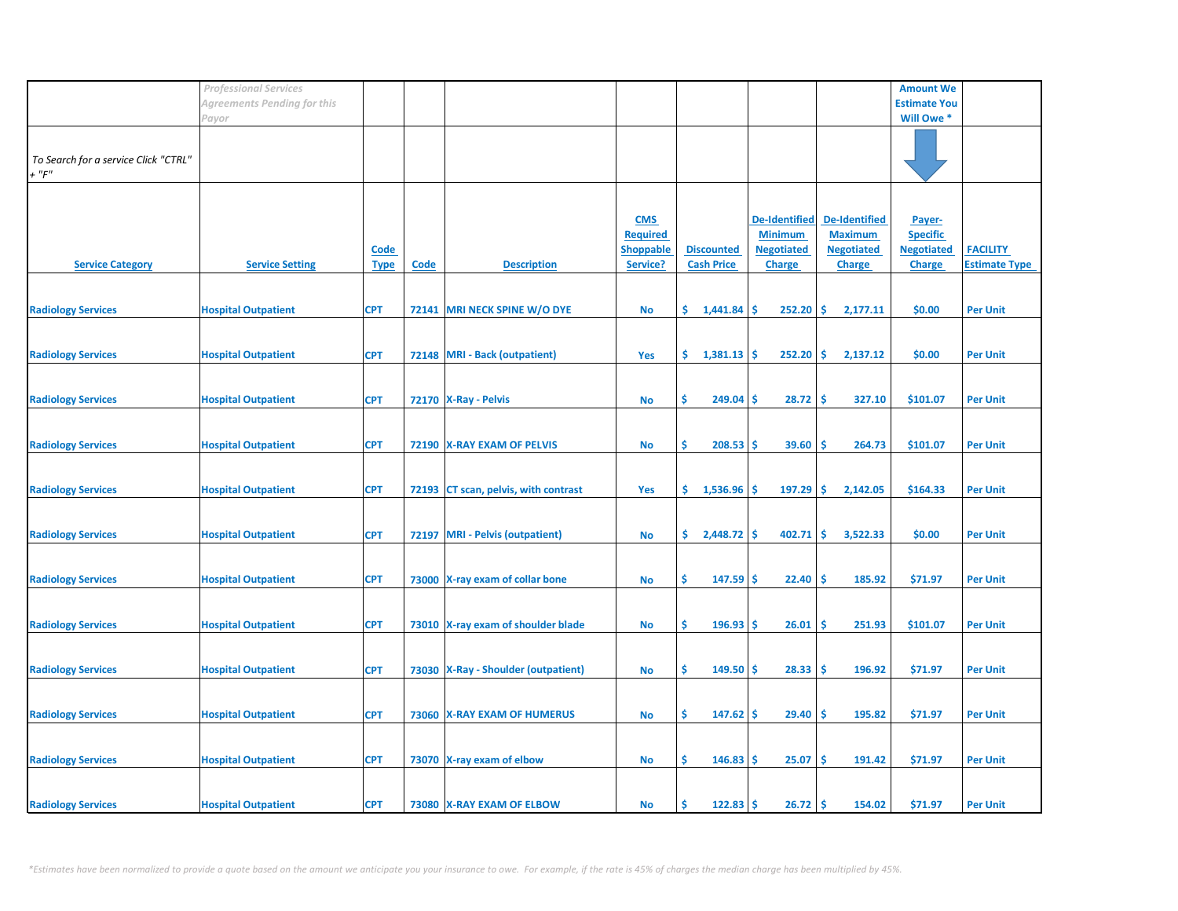| | *Professional Services Agreements Pending for this Payor* | | | | | | | | Amount We Estimate You Will Owe * | |
|---|---|---|---|---|---|---|---|---|---|---|
| *To Search for a service Click "CTRL" + "F"* | | | | | | | | | | |
| Service Category | Service Setting | Code Type | Code | Description | CMS Required Shoppable Service? | Discounted Cash Price | De-Identified Minimum Negotiated Charge | De-Identified Maximum Negotiated Charge | Payer-Specific Negotiated Charge | FACILITY Estimate Type |
| Radiology Services | Hospital Outpatient | CPT | 72141 | MRI NECK SPINE W/O DYE | No | $ 1,441.84 | $ 252.20 | $ 2,177.11 | $0.00 | Per Unit |
| Radiology Services | Hospital Outpatient | CPT | 72148 | MRI - Back (outpatient) | Yes | $ 1,381.13 | $ 252.20 | $ 2,137.12 | $0.00 | Per Unit |
| Radiology Services | Hospital Outpatient | CPT | 72170 | X-Ray - Pelvis | No | $ 249.04 | $ 28.72 | $ 327.10 | $101.07 | Per Unit |
| Radiology Services | Hospital Outpatient | CPT | 72190 | X-RAY EXAM OF PELVIS | No | $ 208.53 | $ 39.60 | $ 264.73 | $101.07 | Per Unit |
| Radiology Services | Hospital Outpatient | CPT | 72193 | CT scan, pelvis, with contrast | Yes | $ 1,536.96 | $ 197.29 | $ 2,142.05 | $164.33 | Per Unit |
| Radiology Services | Hospital Outpatient | CPT | 72197 | MRI - Pelvis (outpatient) | No | $ 2,448.72 | $ 402.71 | $ 3,522.33 | $0.00 | Per Unit |
| Radiology Services | Hospital Outpatient | CPT | 73000 | X-ray exam of collar bone | No | $ 147.59 | $ 22.40 | $ 185.92 | $71.97 | Per Unit |
| Radiology Services | Hospital Outpatient | CPT | 73010 | X-ray exam of shoulder blade | No | $ 196.93 | $ 26.01 | $ 251.93 | $101.07 | Per Unit |
| Radiology Services | Hospital Outpatient | CPT | 73030 | X-Ray - Shoulder (outpatient) | No | $ 149.50 | $ 28.33 | $ 196.92 | $71.97 | Per Unit |
| Radiology Services | Hospital Outpatient | CPT | 73060 | X-RAY EXAM OF HUMERUS | No | $ 147.62 | $ 29.40 | $ 195.82 | $71.97 | Per Unit |
| Radiology Services | Hospital Outpatient | CPT | 73070 | X-ray exam of elbow | No | $ 146.83 | $ 25.07 | $ 191.42 | $71.97 | Per Unit |
| Radiology Services | Hospital Outpatient | CPT | 73080 | X-RAY EXAM OF ELBOW | No | $ 122.83 | $ 26.72 | $ 154.02 | $71.97 | Per Unit |

*Estimates have been normalized to provide a quote based on the amount we anticipate you your insurance to owe. For example, if the rate is 45% of charges the median charge has been multiplied by 45%.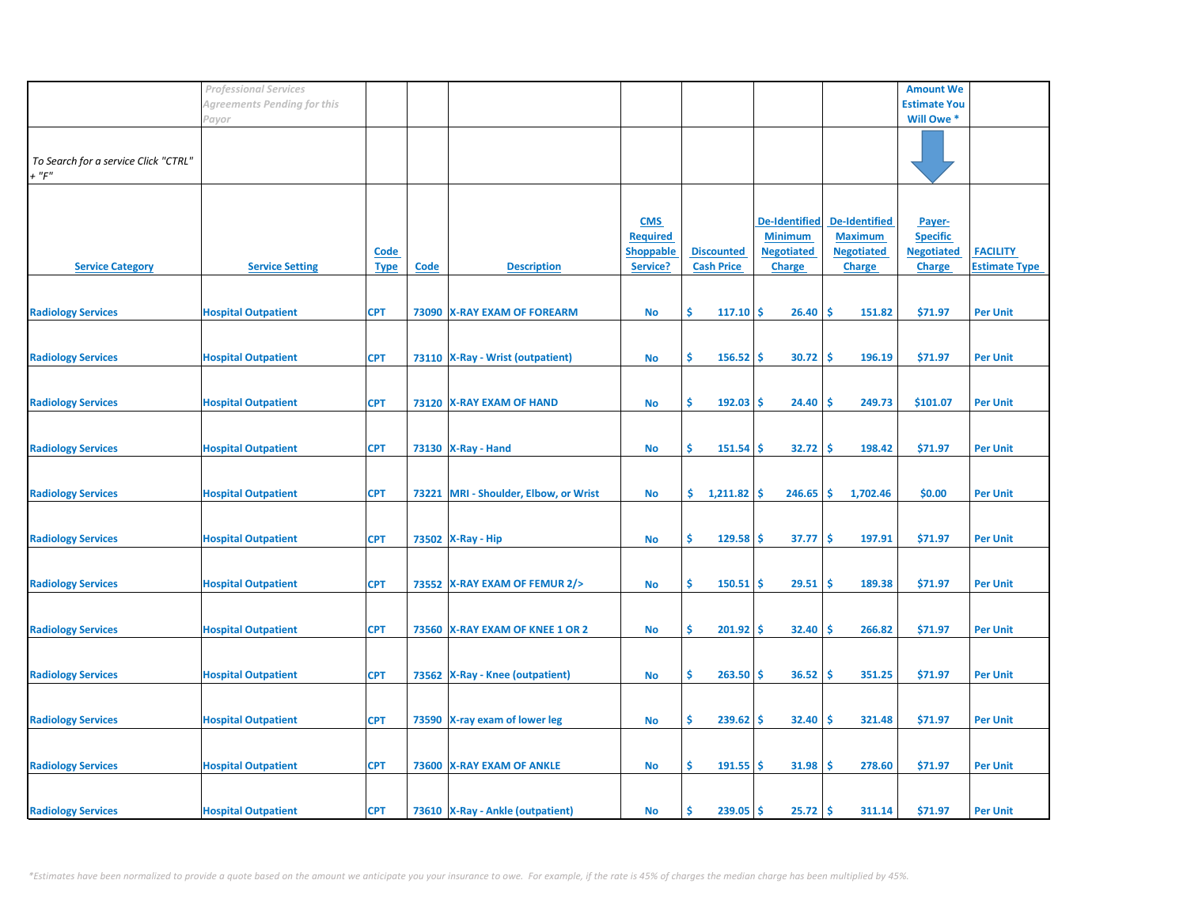| | *Professional Services Agreements Pending for this Payor* | | | | | | | | Amount We Estimate You Will Owe * | |
|---|---|---|---|---|---|---|---|---|---|---|
| *To Search for a service Click "CTRL" + "F"* | | | | | | | | | | |
| Service Category | Service Setting | Code Type | Code | Description | CMS Required Shoppable Service? | Discounted Cash Price | De-Identified Minimum Negotiated Charge | De-Identified Maximum Negotiated Charge | Payer-Specific Negotiated Charge | FACILITY Estimate Type |
| Radiology Services | Hospital Outpatient | CPT | 73090 | X-RAY EXAM OF FOREARM | No | $ 117.10 | $ 26.40 | $ 151.82 | $71.97 | Per Unit |
| Radiology Services | Hospital Outpatient | CPT | 73110 | X-Ray - Wrist (outpatient) | No | $ 156.52 | $ 30.72 | $ 196.19 | $71.97 | Per Unit |
| Radiology Services | Hospital Outpatient | CPT | 73120 | X-RAY EXAM OF HAND | No | $ 192.03 | $ 24.40 | $ 249.73 | $101.07 | Per Unit |
| Radiology Services | Hospital Outpatient | CPT | 73130 | X-Ray - Hand | No | $ 151.54 | $ 32.72 | $ 198.42 | $71.97 | Per Unit |
| Radiology Services | Hospital Outpatient | CPT | 73221 | MRI - Shoulder, Elbow, or Wrist | No | $ 1,211.82 | $ 246.65 | $ 1,702.46 | $0.00 | Per Unit |
| Radiology Services | Hospital Outpatient | CPT | 73502 | X-Ray - Hip | No | $ 129.58 | $ 37.77 | $ 197.91 | $71.97 | Per Unit |
| Radiology Services | Hospital Outpatient | CPT | 73552 | X-RAY EXAM OF FEMUR 2/> | No | $ 150.51 | $ 29.51 | $ 189.38 | $71.97 | Per Unit |
| Radiology Services | Hospital Outpatient | CPT | 73560 | X-RAY EXAM OF KNEE 1 OR 2 | No | $ 201.92 | $ 32.40 | $ 266.82 | $71.97 | Per Unit |
| Radiology Services | Hospital Outpatient | CPT | 73562 | X-Ray - Knee (outpatient) | No | $ 263.50 | $ 36.52 | $ 351.25 | $71.97 | Per Unit |
| Radiology Services | Hospital Outpatient | CPT | 73590 | X-ray exam of lower leg | No | $ 239.62 | $ 32.40 | $ 321.48 | $71.97 | Per Unit |
| Radiology Services | Hospital Outpatient | CPT | 73600 | X-RAY EXAM OF ANKLE | No | $ 191.55 | $ 31.98 | $ 278.60 | $71.97 | Per Unit |
| Radiology Services | Hospital Outpatient | CPT | 73610 | X-Ray - Ankle (outpatient) | No | $ 239.05 | $ 25.72 | $ 311.14 | $71.97 | Per Unit |

*\*Estimates have been normalized to provide a quote based on the amount we anticipate you your insurance to owe. For example, if the rate is 45% of charges the median charge has been multiplied by 45%.*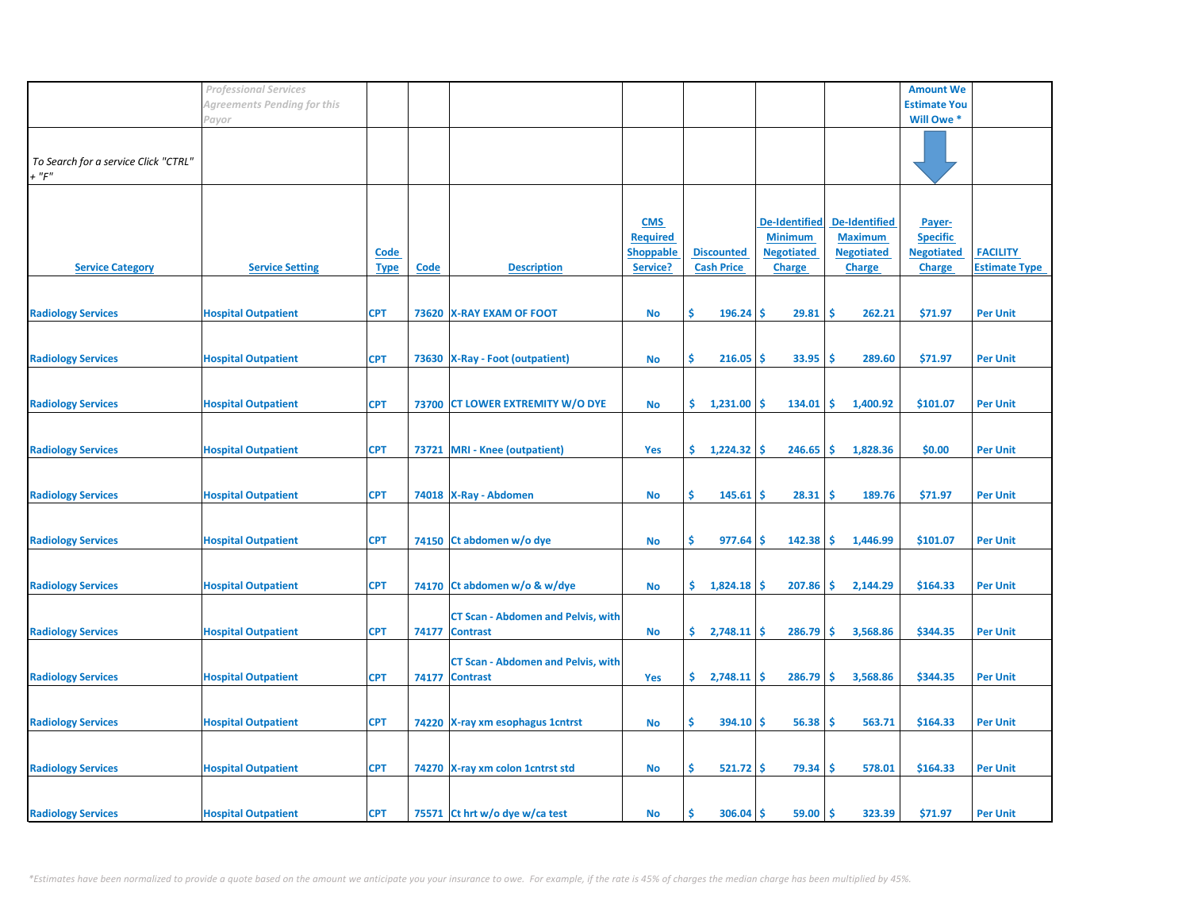| | *Professional Services Agreements Pending for this Payor* | | | | | | | | Amount We Estimate You Will Owe * | |
|---|---|---|---|---|---|---|---|---|---|---|
| *To Search for a service Click "CTRL" + "F"* | | | | | | | | | | |
| Service Category | Service Setting | Code Type | Code | Description | CMS Required Shoppable Service? | Discounted Cash Price | De-Identified Minimum Negotiated Charge | De-Identified Maximum Negotiated Charge | Payer-Specific Negotiated Charge | FACILITY Estimate Type |
| Radiology Services | Hospital Outpatient | CPT | 73620 | X-RAY EXAM OF FOOT | No | $ 196.24 | $ 29.81 | $ 262.21 | $71.97 | Per Unit |
| Radiology Services | Hospital Outpatient | CPT | 73630 | X-Ray - Foot (outpatient) | No | $ 216.05 | $ 33.95 | $ 289.60 | $71.97 | Per Unit |
| Radiology Services | Hospital Outpatient | CPT | 73700 | CT LOWER EXTREMITY W/O DYE | No | $ 1,231.00 | $ 134.01 | $ 1,400.92 | $101.07 | Per Unit |
| Radiology Services | Hospital Outpatient | CPT | 73721 | MRI - Knee (outpatient) | Yes | $ 1,224.32 | $ 246.65 | $ 1,828.36 | $0.00 | Per Unit |
| Radiology Services | Hospital Outpatient | CPT | 74018 | X-Ray - Abdomen | No | $ 145.61 | $ 28.31 | $ 189.76 | $71.97 | Per Unit |
| Radiology Services | Hospital Outpatient | CPT | 74150 | Ct abdomen w/o dye | No | $ 977.64 | $ 142.38 | $ 1,446.99 | $101.07 | Per Unit |
| Radiology Services | Hospital Outpatient | CPT | 74170 | Ct abdomen w/o & w/dye | No | $ 1,824.18 | $ 207.86 | $ 2,144.29 | $164.33 | Per Unit |
| Radiology Services | Hospital Outpatient | CPT | 74177 | CT Scan - Abdomen and Pelvis, with Contrast | No | $ 2,748.11 | $ 286.79 | $ 3,568.86 | $344.35 | Per Unit |
| Radiology Services | Hospital Outpatient | CPT | 74177 | CT Scan - Abdomen and Pelvis, with Contrast | Yes | $ 2,748.11 | $ 286.79 | $ 3,568.86 | $344.35 | Per Unit |
| Radiology Services | Hospital Outpatient | CPT | 74220 | X-ray xm esophagus 1cntrst | No | $ 394.10 | $ 56.38 | $ 563.71 | $164.33 | Per Unit |
| Radiology Services | Hospital Outpatient | CPT | 74270 | X-ray xm colon 1cntrst std | No | $ 521.72 | $ 79.34 | $ 578.01 | $164.33 | Per Unit |
| Radiology Services | Hospital Outpatient | CPT | 75571 | Ct hrt w/o dye w/ca test | No | $ 306.04 | $ 59.00 | $ 323.39 | $71.97 | Per Unit |

*\*Estimates have been normalized to provide a quote based on the amount we anticipate you your insurance to owe. For example, if the rate is 45% of charges the median charge has been multiplied by 45%.*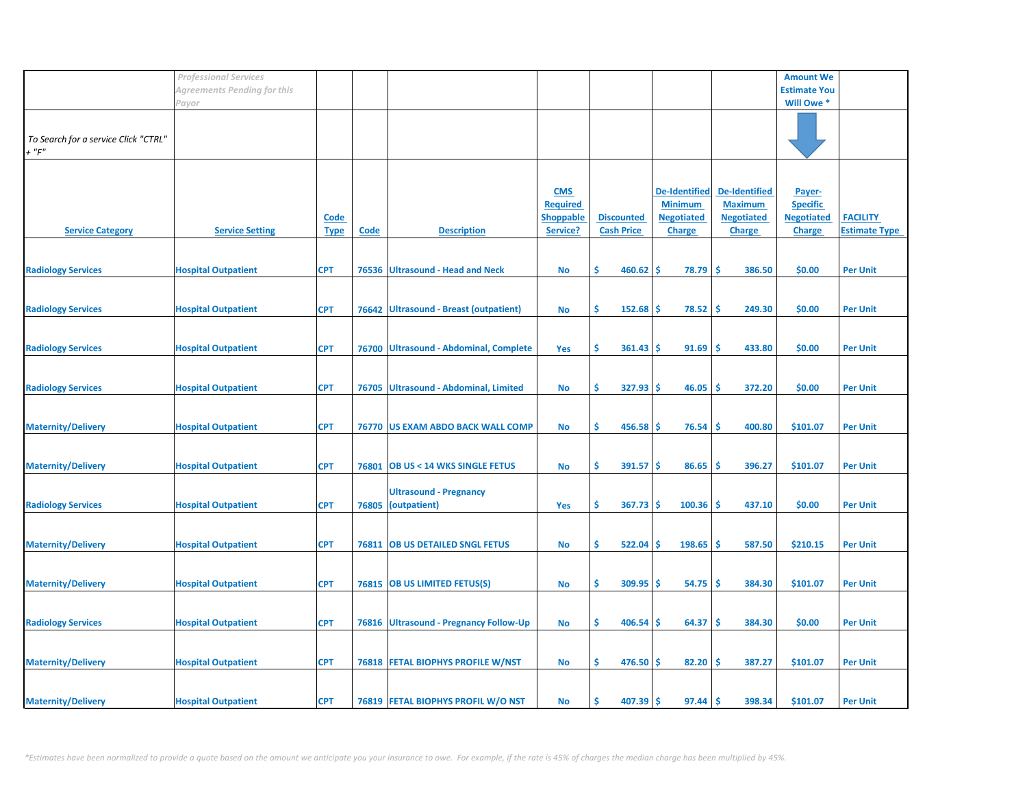| | *Professional Services Agreements Pending for this Payor* | | | | | | | | Amount We Estimate You Will Owe * | |
|---|---|---|---|---|---|---|---|---|---|---|
| *To Search for a service Click "CTRL" + "F"* | | | | | | | | | | |
| Service Category | Service Setting | Code Type | Code | Description | CMS Required Shoppable Service? | Discounted Cash Price | De-Identified Minimum Negotiated Charge | De-Identified Maximum Negotiated Charge | Payer-Specific Negotiated Charge | FACILITY Estimate Type |
| Radiology Services | Hospital Outpatient | CPT | 76536 | Ultrasound - Head and Neck | No | $ 460.62 | $ 78.79 | $ 386.50 | $0.00 | Per Unit |
| Radiology Services | Hospital Outpatient | CPT | 76642 | Ultrasound - Breast (outpatient) | No | $ 152.68 | $ 78.52 | $ 249.30 | $0.00 | Per Unit |
| Radiology Services | Hospital Outpatient | CPT | 76700 | Ultrasound - Abdominal, Complete | Yes | $ 361.43 | $ 91.69 | $ 433.80 | $0.00 | Per Unit |
| Radiology Services | Hospital Outpatient | CPT | 76705 | Ultrasound - Abdominal, Limited | No | $ 327.93 | $ 46.05 | $ 372.20 | $0.00 | Per Unit |
| Maternity/Delivery | Hospital Outpatient | CPT | 76770 | US EXAM ABDO BACK WALL COMP | No | $ 456.58 | $ 76.54 | $ 400.80 | $101.07 | Per Unit |
| Maternity/Delivery | Hospital Outpatient | CPT | 76801 | OB US < 14 WKS SINGLE FETUS | No | $ 391.57 | $ 86.65 | $ 396.27 | $101.07 | Per Unit |
| Radiology Services | Hospital Outpatient | CPT | 76805 | Ultrasound - Pregnancy (outpatient) | Yes | $ 367.73 | $ 100.36 | $ 437.10 | $0.00 | Per Unit |
| Maternity/Delivery | Hospital Outpatient | CPT | 76811 | OB US DETAILED SNGL FETUS | No | $ 522.04 | $ 198.65 | $ 587.50 | $210.15 | Per Unit |
| Maternity/Delivery | Hospital Outpatient | CPT | 76815 | OB US LIMITED FETUS(S) | No | $ 309.95 | $ 54.75 | $ 384.30 | $101.07 | Per Unit |
| Radiology Services | Hospital Outpatient | CPT | 76816 | Ultrasound - Pregnancy Follow-Up | No | $ 406.54 | $ 64.37 | $ 384.30 | $0.00 | Per Unit |
| Maternity/Delivery | Hospital Outpatient | CPT | 76818 | FETAL BIOPHYS PROFILE W/NST | No | $ 476.50 | $ 82.20 | $ 387.27 | $101.07 | Per Unit |
| Maternity/Delivery | Hospital Outpatient | CPT | 76819 | FETAL BIOPHYS PROFIL W/O NST | No | $ 407.39 | $ 97.44 | $ 398.34 | $101.07 | Per Unit |

*\*Estimates have been normalized to provide a quote based on the amount we anticipate you your insurance to owe. For example, if the rate is 45% of charges the median charge has been multiplied by 45%.*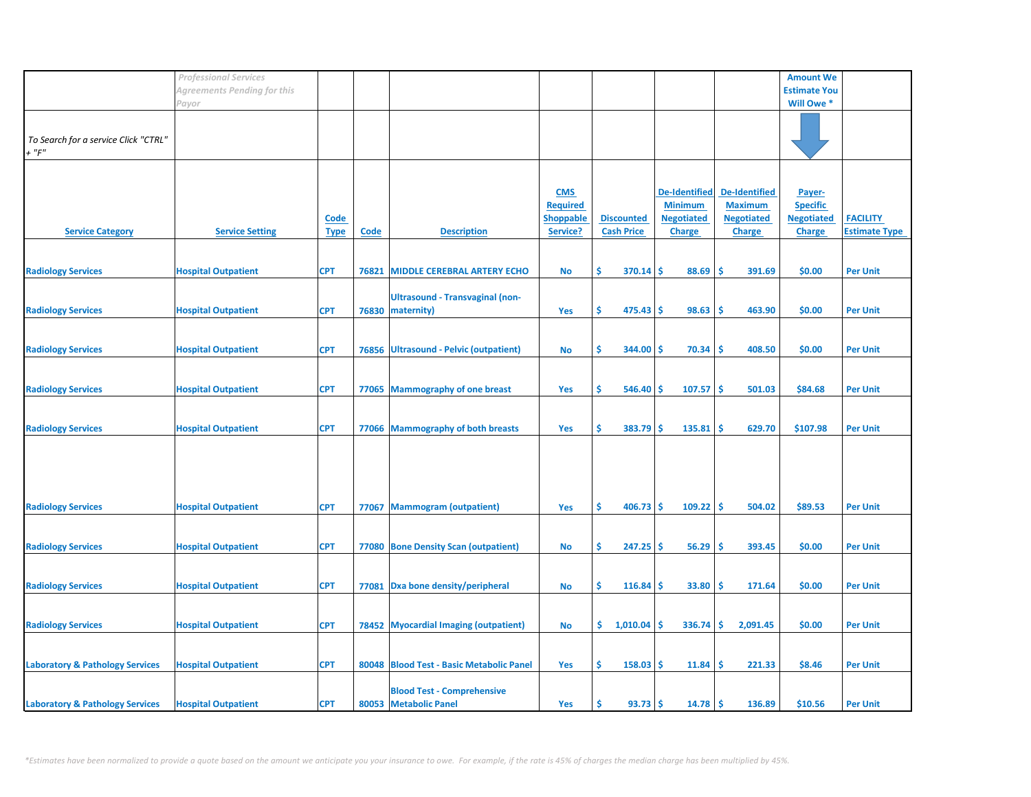| | *Professional Services Agreements Pending for this Payor* | | | | | | | | Amount We Estimate You Will Owe * | |
|---|---|---|---|---|---|---|---|---|---|---|
| *To Search for a service Click "CTRL" + "F"* | | | | | | | | | | |
| **Service Category** | **Service Setting** | **Code Type** | **Code** | **Description** | **CMS Required Shoppable Service?** | **Discounted Cash Price** | **De-Identified Minimum Negotiated Charge** | **De-Identified Maximum Negotiated Charge** | **Payer-Specific Negotiated Charge** | **FACILITY Estimate Type** |
| Radiology Services | Hospital Outpatient | CPT | 76821 | MIDDLE CEREBRAL ARTERY ECHO | No | $ 370.14 | $ 88.69 | $ 391.69 | $0.00 | Per Unit |
| Radiology Services | Hospital Outpatient | CPT | 76830 | Ultrasound - Transvaginal (non-maternity) | Yes | $ 475.43 | $ 98.63 | $ 463.90 | $0.00 | Per Unit |
| Radiology Services | Hospital Outpatient | CPT | 76856 | Ultrasound - Pelvic (outpatient) | No | $ 344.00 | $ 70.34 | $ 408.50 | $0.00 | Per Unit |
| Radiology Services | Hospital Outpatient | CPT | 77065 | Mammography of one breast | Yes | $ 546.40 | $ 107.57 | $ 501.03 | $84.68 | Per Unit |
| Radiology Services | Hospital Outpatient | CPT | 77066 | Mammography of both breasts | Yes | $ 383.79 | $ 135.81 | $ 629.70 | $107.98 | Per Unit |
| Radiology Services | Hospital Outpatient | CPT | 77067 | Mammogram (outpatient) | Yes | $ 406.73 | $ 109.22 | $ 504.02 | $89.53 | Per Unit |
| Radiology Services | Hospital Outpatient | CPT | 77080 | Bone Density Scan (outpatient) | No | $ 247.25 | $ 56.29 | $ 393.45 | $0.00 | Per Unit |
| Radiology Services | Hospital Outpatient | CPT | 77081 | Dxa bone density/peripheral | No | $ 116.84 | $ 33.80 | $ 171.64 | $0.00 | Per Unit |
| Radiology Services | Hospital Outpatient | CPT | 78452 | Myocardial Imaging (outpatient) | No | $ 1,010.04 | $ 336.74 | $ 2,091.45 | $0.00 | Per Unit |
| Laboratory & Pathology Services | Hospital Outpatient | CPT | 80048 | Blood Test - Basic Metabolic Panel | Yes | $ 158.03 | $ 11.84 | $ 221.33 | $8.46 | Per Unit |
| Laboratory & Pathology Services | Hospital Outpatient | CPT | 80053 | Blood Test - Comprehensive Metabolic Panel | Yes | $ 93.73 | $ 14.78 | $ 136.89 | $10.56 | Per Unit |

*\*Estimates have been normalized to provide a quote based on the amount we anticipate you your insurance to owe. For example, if the rate is 45% of charges the median charge has been multiplied by 45%.*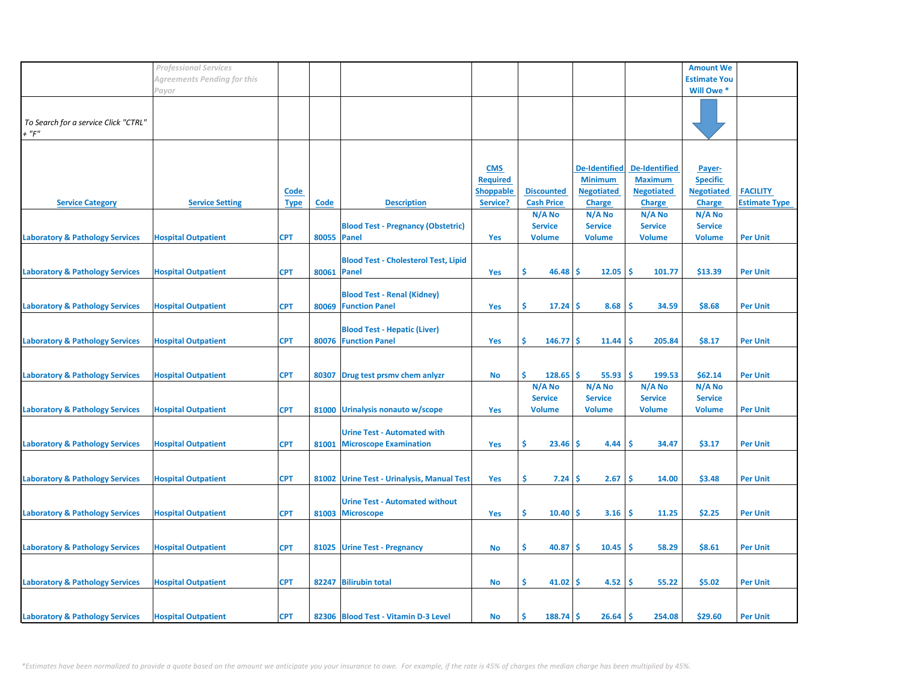| | *Professional Services Agreements Pending for this Payor* | | | | | | | | Amount We Estimate You Will Owe * | |
|---|---|---|---|---|---|---|---|---|---|---|
| *To Search for a service Click "CTRL" + "F"* | | | | | | | | | | |
| **Service Category** | **Service Setting** | **Code Type** | **Code** | **Description** | **CMS Required Shoppable Service?** | **Discounted Cash Price** | **De-Identified Minimum Negotiated Charge** | **De-Identified Maximum Negotiated Charge** | **Payer-Specific Negotiated Charge** | **FACILITY Estimate Type** |
| Laboratory & Pathology Services | Hospital Outpatient | CPT | 80055 | Blood Test - Pregnancy (Obstetric) Panel | Yes | N/A No Service Volume | N/A No Service Volume | N/A No Service Volume | N/A No Service Volume | Per Unit |
| Laboratory & Pathology Services | Hospital Outpatient | CPT | 80061 | Blood Test - Cholesterol Test, Lipid Panel | Yes | $ 46.48 | $ 12.05 | $ 101.77 | $13.39 | Per Unit |
| Laboratory & Pathology Services | Hospital Outpatient | CPT | 80069 | Blood Test - Renal (Kidney) Function Panel | Yes | $ 17.24 | $ 8.68 | $ 34.59 | $8.68 | Per Unit |
| Laboratory & Pathology Services | Hospital Outpatient | CPT | 80076 | Blood Test - Hepatic (Liver) Function Panel | Yes | $ 146.77 | $ 11.44 | $ 205.84 | $8.17 | Per Unit |
| Laboratory & Pathology Services | Hospital Outpatient | CPT | 80307 | Drug test prsmv chem anlyzr | No | $ 128.65 | $ 55.93 | $ 199.53 | $62.14 | Per Unit |
| Laboratory & Pathology Services | Hospital Outpatient | CPT | 81000 | Urinalysis nonauto w/scope | Yes | N/A No Service Volume | N/A No Service Volume | N/A No Service Volume | N/A No Service Volume | Per Unit |
| Laboratory & Pathology Services | Hospital Outpatient | CPT | 81001 | Urine Test - Automated with Microscope Examination | Yes | $ 23.46 | $ 4.44 | $ 34.47 | $3.17 | Per Unit |
| Laboratory & Pathology Services | Hospital Outpatient | CPT | 81002 | Urine Test - Urinalysis, Manual Test | Yes | $ 7.24 | $ 2.67 | $ 14.00 | $3.48 | Per Unit |
| Laboratory & Pathology Services | Hospital Outpatient | CPT | 81003 | Urine Test - Automated without Microscope | Yes | $ 10.40 | $ 3.16 | $ 11.25 | $2.25 | Per Unit |
| Laboratory & Pathology Services | Hospital Outpatient | CPT | 81025 | Urine Test - Pregnancy | No | $ 40.87 | $ 10.45 | $ 58.29 | $8.61 | Per Unit |
| Laboratory & Pathology Services | Hospital Outpatient | CPT | 82247 | Bilirubin total | No | $ 41.02 | $ 4.52 | $ 55.22 | $5.02 | Per Unit |
| Laboratory & Pathology Services | Hospital Outpatient | CPT | 82306 | Blood Test - Vitamin D-3 Level | No | $ 188.74 | $ 26.64 | $ 254.08 | $29.60 | Per Unit |

*\*Estimates have been normalized to provide a quote based on the amount we anticipate you your insurance to owe. For example, if the rate is 45% of charges the median charge has been multiplied by 45%.*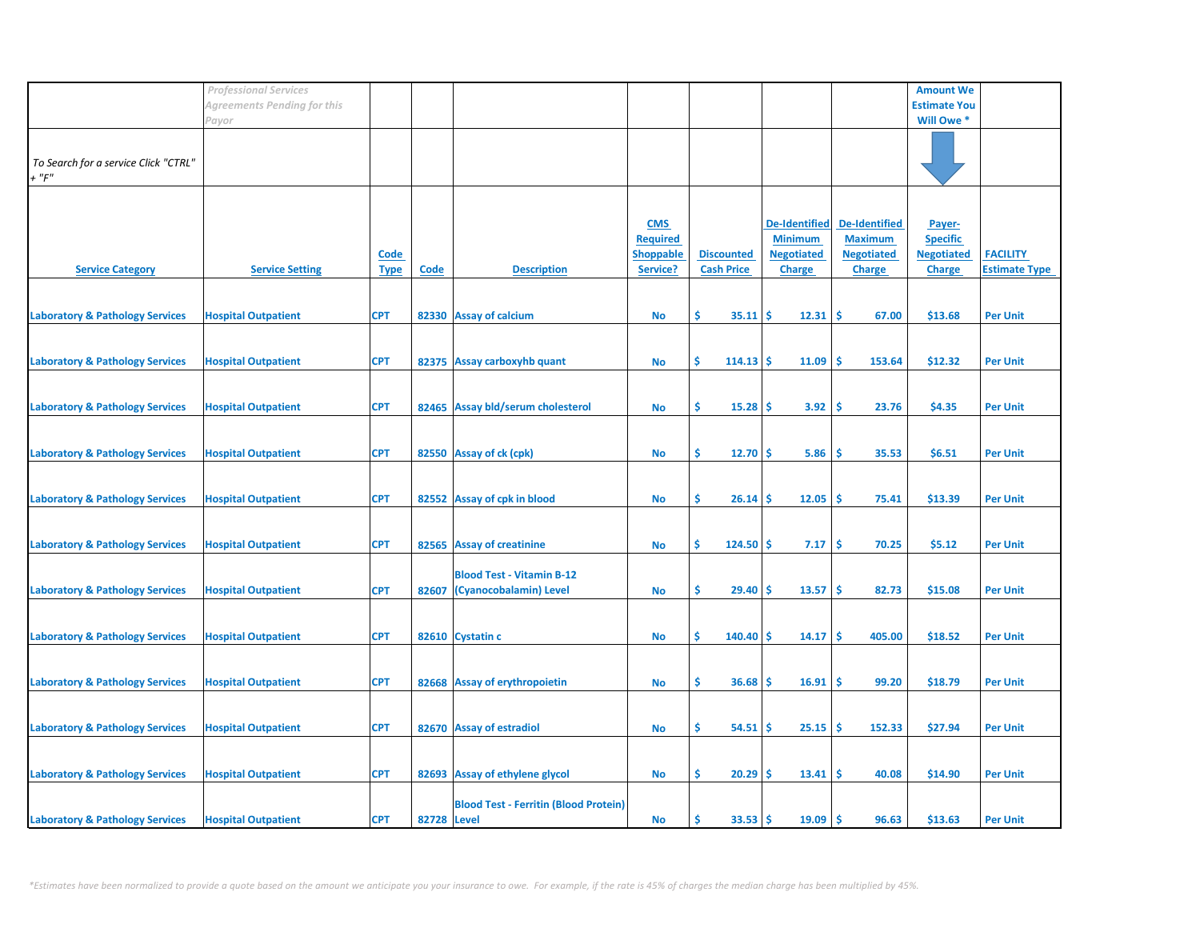| | *Professional Services Agreements Pending for this Payor* | | | | | | | | Amount We Estimate You Will Owe * | |
|---|---|---|---|---|---|---|---|---|---|---|
| *To Search for a service Click "CTRL" + "F"* | | | | | | | | | | |
| Service Category | Service Setting | Code Type | Code | Description | CMS Required Shoppable Service? | Discounted Cash Price | De-Identified Minimum Negotiated Charge | De-Identified Maximum Negotiated Charge | Payer-Specific Negotiated Charge | FACILITY Estimate Type |
| Laboratory & Pathology Services | Hospital Outpatient | CPT | 82330 | Assay of calcium | No | $ 35.11 | $ 12.31 | $ 67.00 | $13.68 | Per Unit |
| Laboratory & Pathology Services | Hospital Outpatient | CPT | 82375 | Assay carboxyhb quant | No | $ 114.13 | $ 11.09 | $ 153.64 | $12.32 | Per Unit |
| Laboratory & Pathology Services | Hospital Outpatient | CPT | 82465 | Assay bld/serum cholesterol | No | $ 15.28 | $ 3.92 | $ 23.76 | $4.35 | Per Unit |
| Laboratory & Pathology Services | Hospital Outpatient | CPT | 82550 | Assay of ck (cpk) | No | $ 12.70 | $ 5.86 | $ 35.53 | $6.51 | Per Unit |
| Laboratory & Pathology Services | Hospital Outpatient | CPT | 82552 | Assay of cpk in blood | No | $ 26.14 | $ 12.05 | $ 75.41 | $13.39 | Per Unit |
| Laboratory & Pathology Services | Hospital Outpatient | CPT | 82565 | Assay of creatinine | No | $ 124.50 | $ 7.17 | $ 70.25 | $5.12 | Per Unit |
| Laboratory & Pathology Services | Hospital Outpatient | CPT | 82607 | Blood Test - Vitamin B-12 (Cyanocobalamin) Level | No | $ 29.40 | $ 13.57 | $ 82.73 | $15.08 | Per Unit |
| Laboratory & Pathology Services | Hospital Outpatient | CPT | 82610 | Cystatin c | No | $ 140.40 | $ 14.17 | $ 405.00 | $18.52 | Per Unit |
| Laboratory & Pathology Services | Hospital Outpatient | CPT | 82668 | Assay of erythropoietin | No | $ 36.68 | $ 16.91 | $ 99.20 | $18.79 | Per Unit |
| Laboratory & Pathology Services | Hospital Outpatient | CPT | 82670 | Assay of estradiol | No | $ 54.51 | $ 25.15 | $ 152.33 | $27.94 | Per Unit |
| Laboratory & Pathology Services | Hospital Outpatient | CPT | 82693 | Assay of ethylene glycol | No | $ 20.29 | $ 13.41 | $ 40.08 | $14.90 | Per Unit |
| Laboratory & Pathology Services | Hospital Outpatient | CPT | 82728 | Blood Test - Ferritin (Blood Protein) Level | No | $ 33.53 | $ 19.09 | $ 96.63 | $13.63 | Per Unit |

*\*Estimates have been normalized to provide a quote based on the amount we anticipate you your insurance to owe. For example, if the rate is 45% of charges the median charge has been multiplied by 45%.*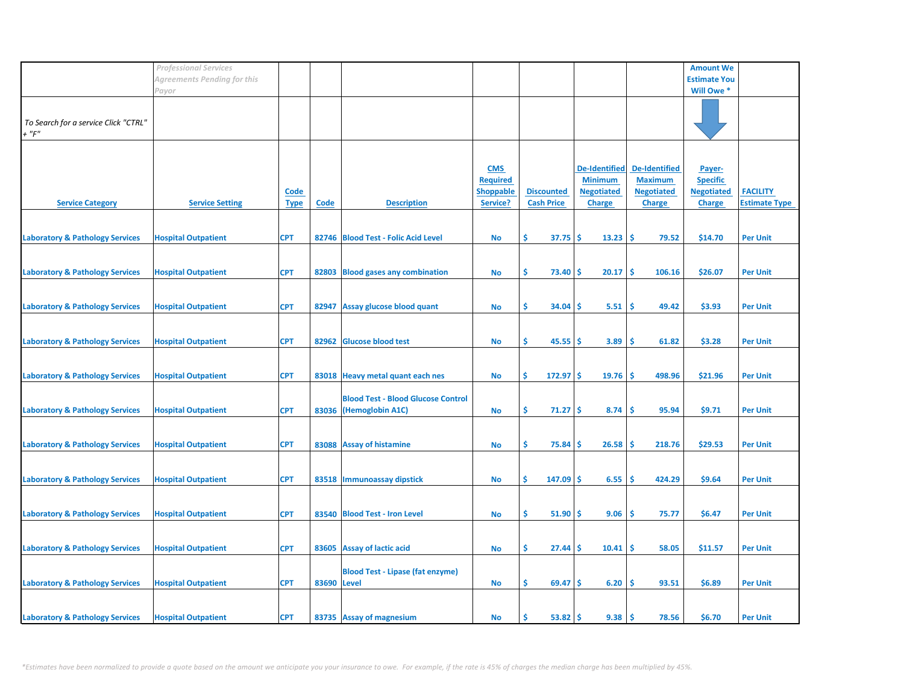| | *Professional Services Agreements Pending for this Payor* | | | | | | | | Amount We Estimate You Will Owe * | |
|---|---|---|---|---|---|---|---|---|---|---|
| *To Search for a service Click "CTRL" + "F"* | | | | | | | | | | |
| **Service Category** | **Service Setting** | **Code Type** | **Code** | **Description** | **CMS Required Shoppable Service?** | **Discounted Cash Price** | **De-Identified Minimum Negotiated Charge** | **De-Identified Maximum Negotiated Charge** | **Payer-Specific Negotiated Charge** | **FACILITY Estimate Type** |
| Laboratory & Pathology Services | Hospital Outpatient | CPT | 82746 | Blood Test - Folic Acid Level | No | $ 37.75 | $ 13.23 | $ 79.52 | $14.70 | Per Unit |
| Laboratory & Pathology Services | Hospital Outpatient | CPT | 82803 | Blood gases any combination | No | $ 73.40 | $ 20.17 | $ 106.16 | $26.07 | Per Unit |
| Laboratory & Pathology Services | Hospital Outpatient | CPT | 82947 | Assay glucose blood quant | No | $ 34.04 | $ 5.51 | $ 49.42 | $3.93 | Per Unit |
| Laboratory & Pathology Services | Hospital Outpatient | CPT | 82962 | Glucose blood test | No | $ 45.55 | $ 3.89 | $ 61.82 | $3.28 | Per Unit |
| Laboratory & Pathology Services | Hospital Outpatient | CPT | 83018 | Heavy metal quant each nes | No | $ 172.97 | $ 19.76 | $ 498.96 | $21.96 | Per Unit |
| Laboratory & Pathology Services | Hospital Outpatient | CPT | 83036 | Blood Test - Blood Glucose Control (Hemoglobin A1C) | No | $ 71.27 | $ 8.74 | $ 95.94 | $9.71 | Per Unit |
| Laboratory & Pathology Services | Hospital Outpatient | CPT | 83088 | Assay of histamine | No | $ 75.84 | $ 26.58 | $ 218.76 | $29.53 | Per Unit |
| Laboratory & Pathology Services | Hospital Outpatient | CPT | 83518 | Immunoassay dipstick | No | $ 147.09 | $ 6.55 | $ 424.29 | $9.64 | Per Unit |
| Laboratory & Pathology Services | Hospital Outpatient | CPT | 83540 | Blood Test - Iron Level | No | $ 51.90 | $ 9.06 | $ 75.77 | $6.47 | Per Unit |
| Laboratory & Pathology Services | Hospital Outpatient | CPT | 83605 | Assay of lactic acid | No | $ 27.44 | $ 10.41 | $ 58.05 | $11.57 | Per Unit |
| Laboratory & Pathology Services | Hospital Outpatient | CPT | 83690 | Blood Test - Lipase (fat enzyme) Level | No | $ 69.47 | $ 6.20 | $ 93.51 | $6.89 | Per Unit |
| Laboratory & Pathology Services | Hospital Outpatient | CPT | 83735 | Assay of magnesium | No | $ 53.82 | $ 9.38 | $ 78.56 | $6.70 | Per Unit |

*\*Estimates have been normalized to provide a quote based on the amount we anticipate you your insurance to owe. For example, if the rate is 45% of charges the median charge has been multiplied by 45%.*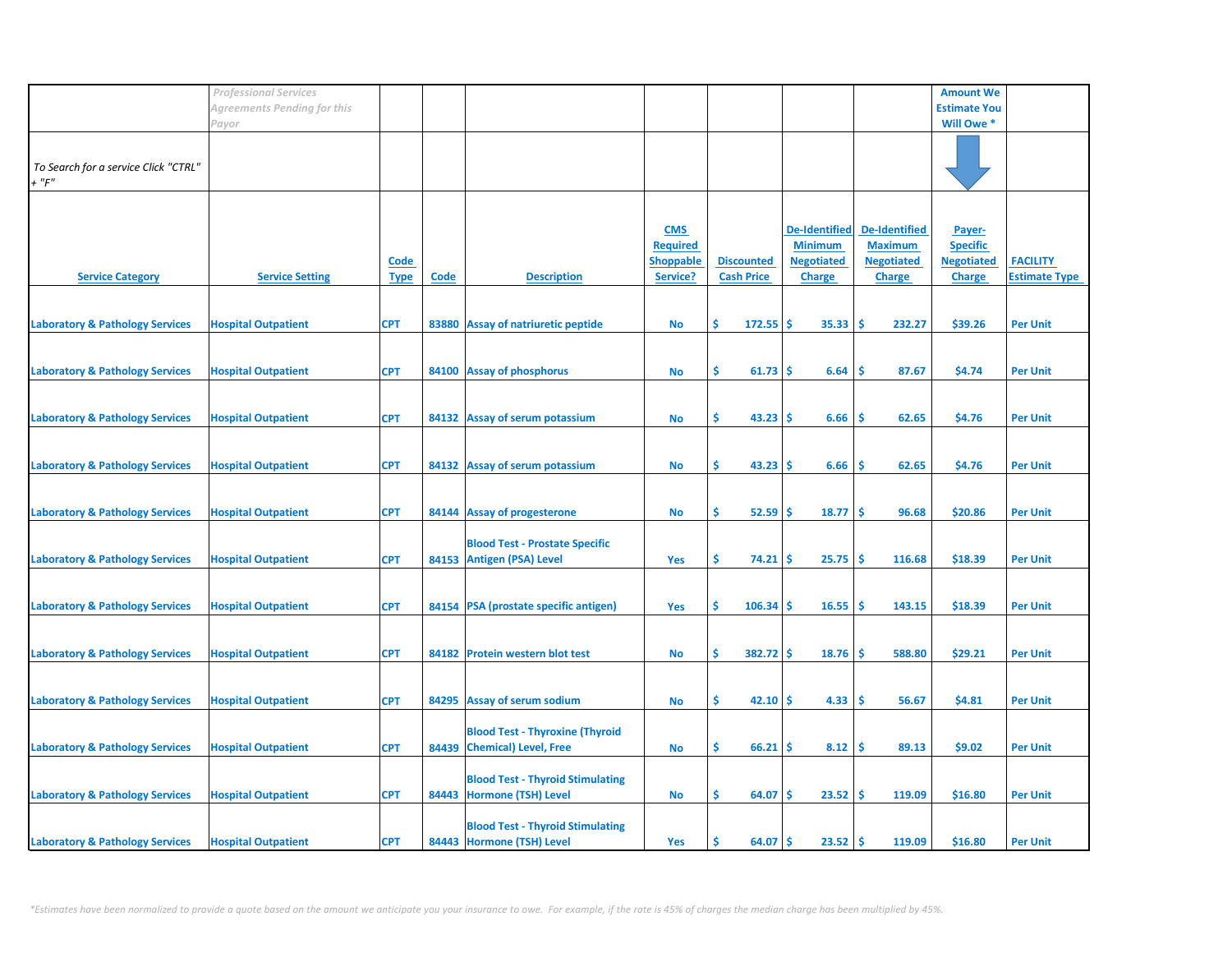| | *Professional Services Agreements Pending for this Payor* | | | | | | | | Amount We Estimate You Will Owe * | |
|---|---|---|---|---|---|---|---|---|---|---|
| *To Search for a service Click "CTRL" + "F"* | | | | | | | | | | |
| **Service Category** | **Service Setting** | **Code Type** | **Code** | **Description** | **CMS Required Shoppable Service?** | **Discounted Cash Price** | **De-Identified Minimum Negotiated Charge** | **De-Identified Maximum Negotiated Charge** | **Payer-Specific Negotiated Charge** | **FACILITY Estimate Type** |
| Laboratory & Pathology Services | Hospital Outpatient | CPT | 83880 | Assay of natriuretic peptide | No | $ 172.55 | $ 35.33 | $ 232.27 | $39.26 | Per Unit |
| Laboratory & Pathology Services | Hospital Outpatient | CPT | 84100 | Assay of phosphorus | No | $ 61.73 | $ 6.64 | $ 87.67 | $4.74 | Per Unit |
| Laboratory & Pathology Services | Hospital Outpatient | CPT | 84132 | Assay of serum potassium | No | $ 43.23 | $ 6.66 | $ 62.65 | $4.76 | Per Unit |
| Laboratory & Pathology Services | Hospital Outpatient | CPT | 84132 | Assay of serum potassium | No | $ 43.23 | $ 6.66 | $ 62.65 | $4.76 | Per Unit |
| Laboratory & Pathology Services | Hospital Outpatient | CPT | 84144 | Assay of progesterone | No | $ 52.59 | $ 18.77 | $ 96.68 | $20.86 | Per Unit |
| Laboratory & Pathology Services | Hospital Outpatient | CPT | 84153 | Blood Test - Prostate Specific Antigen (PSA) Level | Yes | $ 74.21 | $ 25.75 | $ 116.68 | $18.39 | Per Unit |
| Laboratory & Pathology Services | Hospital Outpatient | CPT | 84154 | PSA (prostate specific antigen) | Yes | $ 106.34 | $ 16.55 | $ 143.15 | $18.39 | Per Unit |
| Laboratory & Pathology Services | Hospital Outpatient | CPT | 84182 | Protein western blot test | No | $ 382.72 | $ 18.76 | $ 588.80 | $29.21 | Per Unit |
| Laboratory & Pathology Services | Hospital Outpatient | CPT | 84295 | Assay of serum sodium | No | $ 42.10 | $ 4.33 | $ 56.67 | $4.81 | Per Unit |
| Laboratory & Pathology Services | Hospital Outpatient | CPT | 84439 | Blood Test - Thyroxine (Thyroid Chemical) Level, Free | No | $ 66.21 | $ 8.12 | $ 89.13 | $9.02 | Per Unit |
| Laboratory & Pathology Services | Hospital Outpatient | CPT | 84443 | Blood Test - Thyroid Stimulating Hormone (TSH) Level | No | $ 64.07 | $ 23.52 | $ 119.09 | $16.80 | Per Unit |
| Laboratory & Pathology Services | Hospital Outpatient | CPT | 84443 | Blood Test - Thyroid Stimulating Hormone (TSH) Level | Yes | $ 64.07 | $ 23.52 | $ 119.09 | $16.80 | Per Unit |

*\*Estimates have been normalized to provide a quote based on the amount we anticipate you your insurance to owe. For example, if the rate is 45% of charges the median charge has been multiplied by 45%.*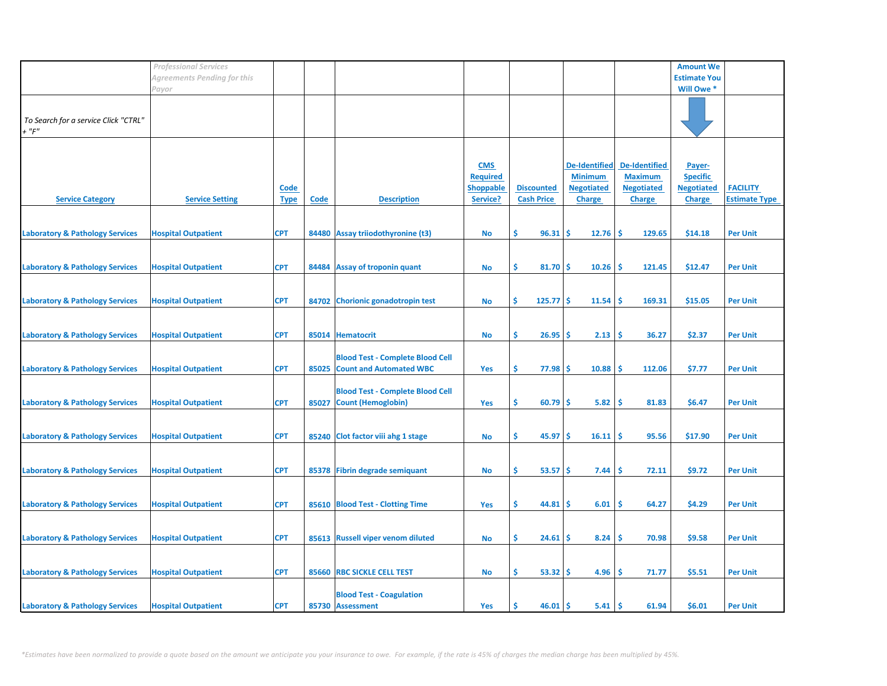| | Professional Services Agreements Pending for this Payor | | | | | | | | Amount We Estimate You Will Owe * | |
|---|---|---|---|---|---|---|---|---|---|---|
| To Search for a service Click "CTRL" + "F" | | | | | | | | | | |
| **Service Category** | **Service Setting** | **Code Type** | **Code** | **Description** | **CMS Required Shoppable Service?** | **Discounted Cash Price** | **De-Identified Minimum Negotiated Charge** | **De-Identified Maximum Negotiated Charge** | **Payer-Specific Negotiated Charge** | **FACILITY Estimate Type** |
| Laboratory & Pathology Services | Hospital Outpatient | CPT | 84480 | Assay triiodothyronine (t3) | No | $ 96.31 | $ 12.76 | $ 129.65 | $14.18 | Per Unit |
| Laboratory & Pathology Services | Hospital Outpatient | CPT | 84484 | Assay of troponin quant | No | $ 81.70 | $ 10.26 | $ 121.45 | $12.47 | Per Unit |
| Laboratory & Pathology Services | Hospital Outpatient | CPT | 84702 | Chorionic gonadotropin test | No | $ 125.77 | $ 11.54 | $ 169.31 | $15.05 | Per Unit |
| Laboratory & Pathology Services | Hospital Outpatient | CPT | 85014 | Hematocrit | No | $ 26.95 | $ 2.13 | $ 36.27 | $2.37 | Per Unit |
| Laboratory & Pathology Services | Hospital Outpatient | CPT | 85025 | Blood Test - Complete Blood Cell Count and Automated WBC | Yes | $ 77.98 | $ 10.88 | $ 112.06 | $7.77 | Per Unit |
| Laboratory & Pathology Services | Hospital Outpatient | CPT | 85027 | Blood Test - Complete Blood Cell Count (Hemoglobin) | Yes | $ 60.79 | $ 5.82 | $ 81.83 | $6.47 | Per Unit |
| Laboratory & Pathology Services | Hospital Outpatient | CPT | 85240 | Clot factor viii ahg 1 stage | No | $ 45.97 | $ 16.11 | $ 95.56 | $17.90 | Per Unit |
| Laboratory & Pathology Services | Hospital Outpatient | CPT | 85378 | Fibrin degrade semiquant | No | $ 53.57 | $ 7.44 | $ 72.11 | $9.72 | Per Unit |
| Laboratory & Pathology Services | Hospital Outpatient | CPT | 85610 | Blood Test - Clotting Time | Yes | $ 44.81 | $ 6.01 | $ 64.27 | $4.29 | Per Unit |
| Laboratory & Pathology Services | Hospital Outpatient | CPT | 85613 | Russell viper venom diluted | No | $ 24.61 | $ 8.24 | $ 70.98 | $9.58 | Per Unit |
| Laboratory & Pathology Services | Hospital Outpatient | CPT | 85660 | RBC SICKLE CELL TEST | No | $ 53.32 | $ 4.96 | $ 71.77 | $5.51 | Per Unit |
| Laboratory & Pathology Services | Hospital Outpatient | CPT | 85730 | Blood Test - Coagulation Assessment | Yes | $ 46.01 | $ 5.41 | $ 61.94 | $6.01 | Per Unit |

*Estimates have been normalized to provide a quote based on the amount we anticipate you your insurance to owe. For example, if the rate is 45% of charges the median charge has been multiplied by 45%.*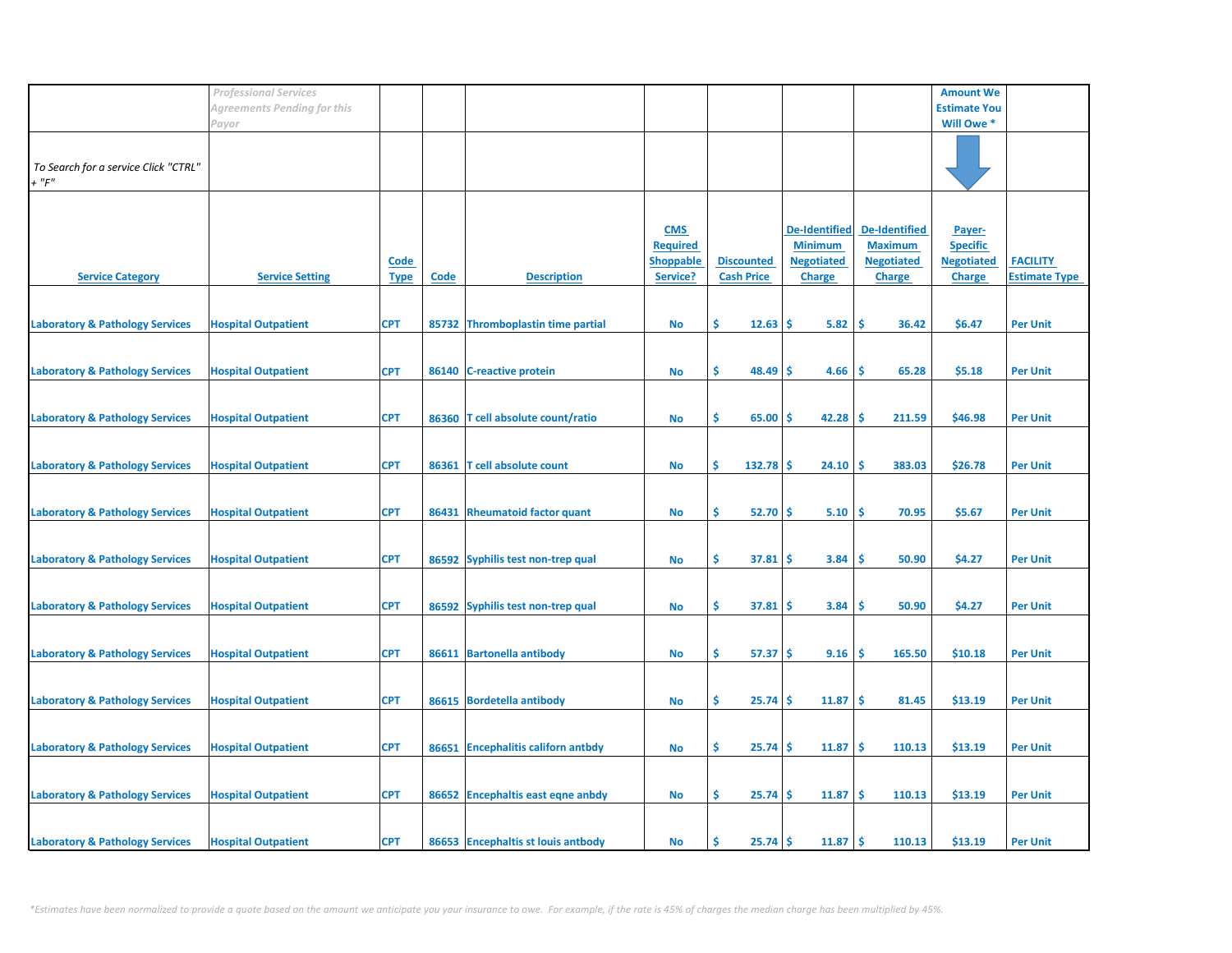| | *Professional Services Agreements Pending for this Payor* | | | | | | | | Amount We Estimate You Will Owe * | |
|---|---|---|---|---|---|---|---|---|---|---|
| *To Search for a service Click "CTRL" + "F"* | | | | | | | | | | |
| **Service Category** | **Service Setting** | **Code Type** | **Code** | **Description** | **CMS Required Shoppable Service?** | **Discounted Cash Price** | **De-Identified Minimum Negotiated Charge** | **De-Identified Maximum Negotiated Charge** | **Payer-Specific Negotiated Charge** | **FACILITY Estimate Type** |
| Laboratory & Pathology Services | Hospital Outpatient | CPT | 85732 | Thromboplastin time partial | No | $ 12.63 | $ 5.82 | $ 36.42 | $6.47 | Per Unit |
| Laboratory & Pathology Services | Hospital Outpatient | CPT | 86140 | C-reactive protein | No | $ 48.49 | $ 4.66 | $ 65.28 | $5.18 | Per Unit |
| Laboratory & Pathology Services | Hospital Outpatient | CPT | 86360 | T cell absolute count/ratio | No | $ 65.00 | $ 42.28 | $ 211.59 | $46.98 | Per Unit |
| Laboratory & Pathology Services | Hospital Outpatient | CPT | 86361 | T cell absolute count | No | $ 132.78 | $ 24.10 | $ 383.03 | $26.78 | Per Unit |
| Laboratory & Pathology Services | Hospital Outpatient | CPT | 86431 | Rheumatoid factor quant | No | $ 52.70 | $ 5.10 | $ 70.95 | $5.67 | Per Unit |
| Laboratory & Pathology Services | Hospital Outpatient | CPT | 86592 | Syphilis test non-trep qual | No | $ 37.81 | $ 3.84 | $ 50.90 | $4.27 | Per Unit |
| Laboratory & Pathology Services | Hospital Outpatient | CPT | 86592 | Syphilis test non-trep qual | No | $ 37.81 | $ 3.84 | $ 50.90 | $4.27 | Per Unit |
| Laboratory & Pathology Services | Hospital Outpatient | CPT | 86611 | Bartonella antibody | No | $ 57.37 | $ 9.16 | $ 165.50 | $10.18 | Per Unit |
| Laboratory & Pathology Services | Hospital Outpatient | CPT | 86615 | Bordetella antibody | No | $ 25.74 | $ 11.87 | $ 81.45 | $13.19 | Per Unit |
| Laboratory & Pathology Services | Hospital Outpatient | CPT | 86651 | Encephalitis californ antbdy | No | $ 25.74 | $ 11.87 | $ 110.13 | $13.19 | Per Unit |
| Laboratory & Pathology Services | Hospital Outpatient | CPT | 86652 | Encephaltis east eqne anbdy | No | $ 25.74 | $ 11.87 | $ 110.13 | $13.19 | Per Unit |
| Laboratory & Pathology Services | Hospital Outpatient | CPT | 86653 | Encephaltis st louis antbody | No | $ 25.74 | $ 11.87 | $ 110.13 | $13.19 | Per Unit |

*\*Estimates have been normalized to provide a quote based on the amount we anticipate you your insurance to owe. For example, if the rate is 45% of charges the median charge has been multiplied by 45%.*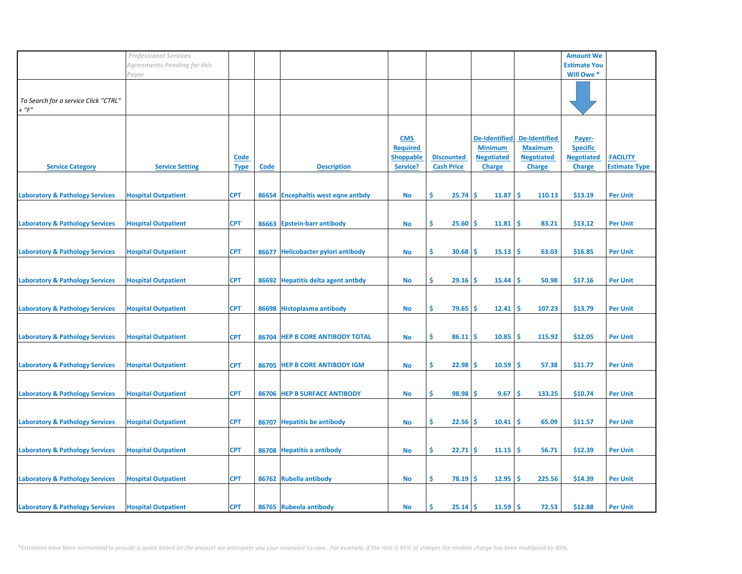| | *Professional Services Agreements Pending for this Payor* | | | | | | | | Amount We Estimate You Will Owe * | |
|---|---|---|---|---|---|---|---|---|---|---|
| *To Search for a service Click "CTRL" + "F"* | | | | | | | | | | |
| Service Category | Service Setting | Code Type | Code | Description | CMS Required Shoppable Service? | Discounted Cash Price | De-Identified Minimum Negotiated Charge | De-Identified Maximum Negotiated Charge | Payer-Specific Negotiated Charge | FACILITY Estimate Type |
| Laboratory & Pathology Services | Hospital Outpatient | CPT | 86654 | Encephaltis west eqne antbdy | No | $ 25.74 | $ 11.87 | $ 110.13 | $13.19 | Per Unit |
| Laboratory & Pathology Services | Hospital Outpatient | CPT | 86663 | Epstein-barr antibody | No | $ 25.60 | $ 11.81 | $ 83.21 | $13.12 | Per Unit |
| Laboratory & Pathology Services | Hospital Outpatient | CPT | 86677 | Helicobacter pylori antibody | No | $ 30.68 | $ 15.13 | $ 63.03 | $16.85 | Per Unit |
| Laboratory & Pathology Services | Hospital Outpatient | CPT | 86692 | Hepatitis delta agent antbdy | No | $ 29.16 | $ 15.44 | $ 50.98 | $17.16 | Per Unit |
| Laboratory & Pathology Services | Hospital Outpatient | CPT | 86698 | Histoplasma antibody | No | $ 79.65 | $ 12.41 | $ 107.23 | $13.79 | Per Unit |
| Laboratory & Pathology Services | Hospital Outpatient | CPT | 86704 | HEP B CORE ANTIBODY TOTAL | No | $ 86.11 | $ 10.85 | $ 115.92 | $12.05 | Per Unit |
| Laboratory & Pathology Services | Hospital Outpatient | CPT | 86705 | HEP B CORE ANTIBODY IGM | No | $ 22.98 | $ 10.59 | $ 57.38 | $11.77 | Per Unit |
| Laboratory & Pathology Services | Hospital Outpatient | CPT | 86706 | HEP B SURFACE ANTIBODY | No | $ 98.98 | $ 9.67 | $ 133.25 | $10.74 | Per Unit |
| Laboratory & Pathology Services | Hospital Outpatient | CPT | 86707 | Hepatitis be antibody | No | $ 22.56 | $ 10.41 | $ 65.09 | $11.57 | Per Unit |
| Laboratory & Pathology Services | Hospital Outpatient | CPT | 86708 | Hepatitis a antibody | No | $ 22.71 | $ 11.15 | $ 56.71 | $12.39 | Per Unit |
| Laboratory & Pathology Services | Hospital Outpatient | CPT | 86762 | Rubella antibody | No | $ 78.19 | $ 12.95 | $ 225.56 | $14.39 | Per Unit |
| Laboratory & Pathology Services | Hospital Outpatient | CPT | 86765 | Rubeola antibody | No | $ 25.14 | $ 11.59 | $ 72.53 | $12.88 | Per Unit |

*\*Estimates have been normalized to provide a quote based on the amount we anticipate you your insurance to owe. For example, if the rate is 45% of charges the median charge has been multiplied by 45%.*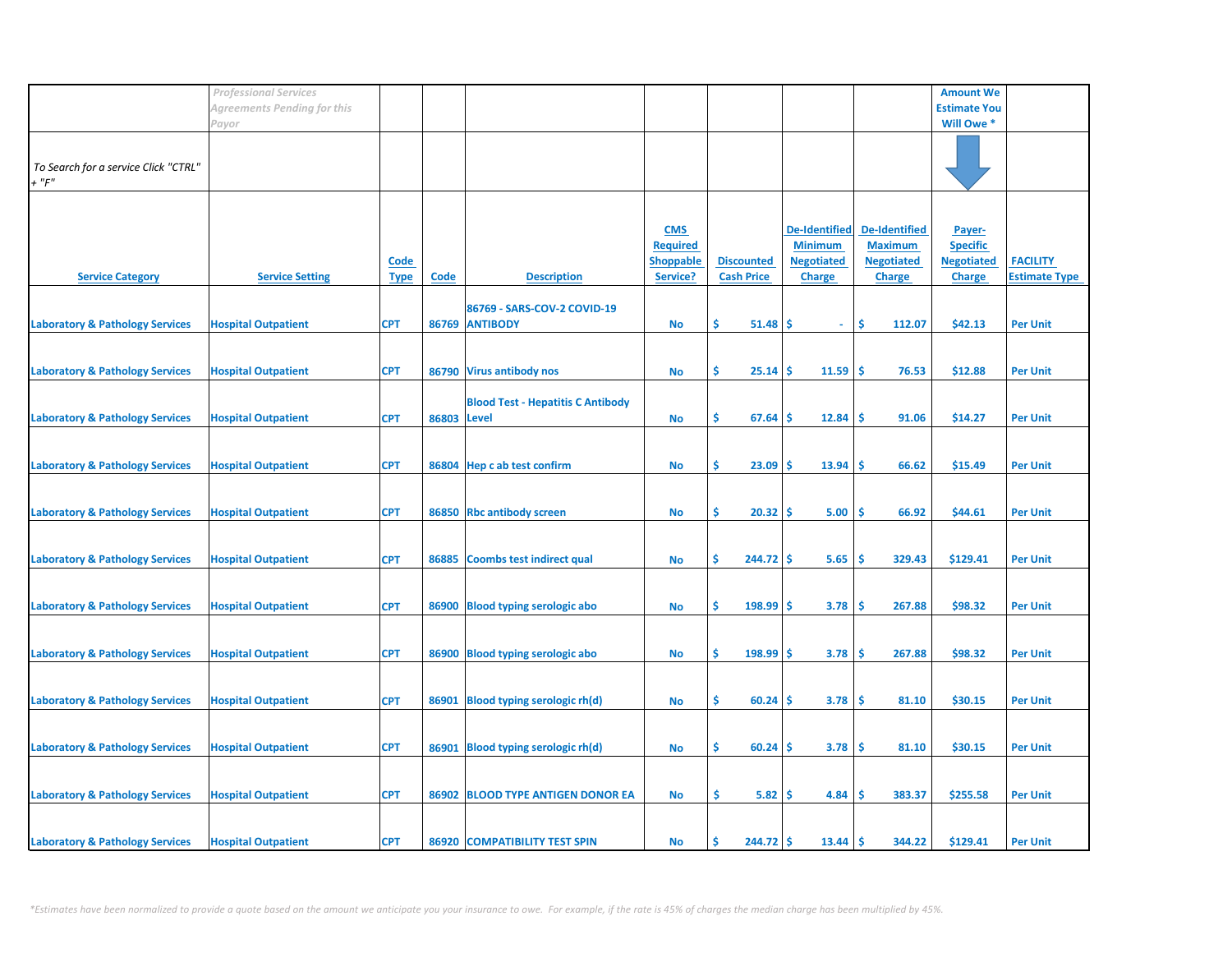| | *Professional Services Agreements Pending for this Payor* | | | | | | | | Amount We Estimate You Will Owe * | |
|---|---|---|---|---|---|---|---|---|---|---|
| *To Search for a service Click "CTRL" + "F"* | | | | | | | | | | |
| **Service Category** | **Service Setting** | **Code Type** | **Code** | **Description** | **CMS Required Shoppable Service?** | **Discounted Cash Price** | **De-Identified Minimum Negotiated Charge** | **De-Identified Maximum Negotiated Charge** | **Payer-Specific Negotiated Charge** | **FACILITY Estimate Type** |
| Laboratory & Pathology Services | Hospital Outpatient | CPT | 86769 | 86769 - SARS-COV-2 COVID-19 ANTIBODY | No | $ 51.48 | $ - | $ 112.07 | $42.13 | Per Unit |
| Laboratory & Pathology Services | Hospital Outpatient | CPT | 86790 | Virus antibody nos | No | $ 25.14 | $ 11.59 | $ 76.53 | $12.88 | Per Unit |
| Laboratory & Pathology Services | Hospital Outpatient | CPT | 86803 | Blood Test - Hepatitis C Antibody Level | No | $ 67.64 | $ 12.84 | $ 91.06 | $14.27 | Per Unit |
| Laboratory & Pathology Services | Hospital Outpatient | CPT | 86804 | Hep c ab test confirm | No | $ 23.09 | $ 13.94 | $ 66.62 | $15.49 | Per Unit |
| Laboratory & Pathology Services | Hospital Outpatient | CPT | 86850 | Rbc antibody screen | No | $ 20.32 | $ 5.00 | $ 66.92 | $44.61 | Per Unit |
| Laboratory & Pathology Services | Hospital Outpatient | CPT | 86885 | Coombs test indirect qual | No | $ 244.72 | $ 5.65 | $ 329.43 | $129.41 | Per Unit |
| Laboratory & Pathology Services | Hospital Outpatient | CPT | 86900 | Blood typing serologic abo | No | $ 198.99 | $ 3.78 | $ 267.88 | $98.32 | Per Unit |
| Laboratory & Pathology Services | Hospital Outpatient | CPT | 86900 | Blood typing serologic abo | No | $ 198.99 | $ 3.78 | $ 267.88 | $98.32 | Per Unit |
| Laboratory & Pathology Services | Hospital Outpatient | CPT | 86901 | Blood typing serologic rh(d) | No | $ 60.24 | $ 3.78 | $ 81.10 | $30.15 | Per Unit |
| Laboratory & Pathology Services | Hospital Outpatient | CPT | 86901 | Blood typing serologic rh(d) | No | $ 60.24 | $ 3.78 | $ 81.10 | $30.15 | Per Unit |
| Laboratory & Pathology Services | Hospital Outpatient | CPT | 86902 | BLOOD TYPE ANTIGEN DONOR EA | No | $ 5.82 | $ 4.84 | $ 383.37 | $255.58 | Per Unit |
| Laboratory & Pathology Services | Hospital Outpatient | CPT | 86920 | COMPATIBILITY TEST SPIN | No | $ 244.72 | $ 13.44 | $ 344.22 | $129.41 | Per Unit |

*\*Estimates have been normalized to provide a quote based on the amount we anticipate you your insurance to owe. For example, if the rate is 45% of charges the median charge has been multiplied by 45%.*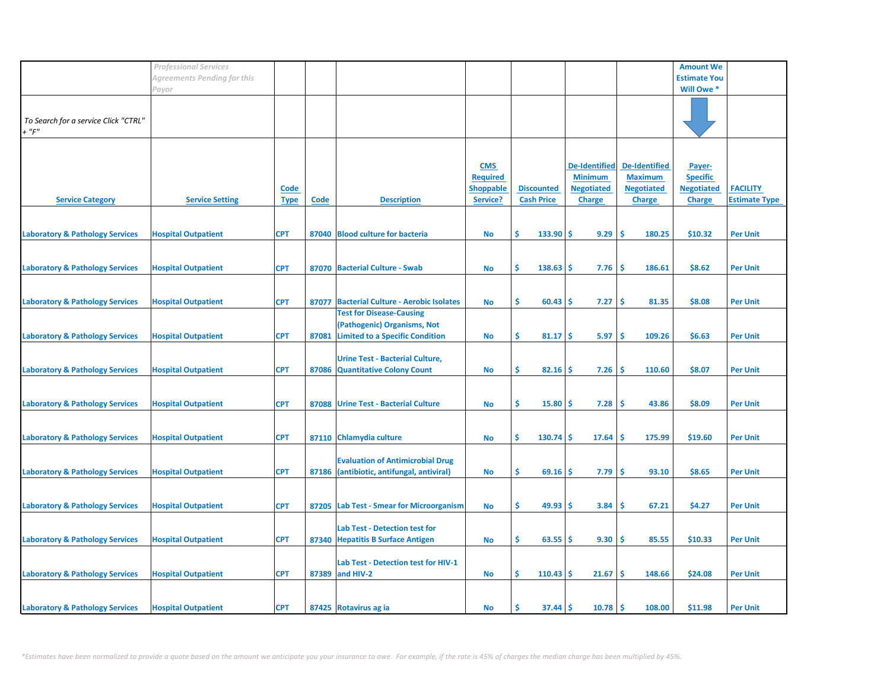| | *Professional Services Agreements Pending for this Payor* | | | | | | | | Amount We Estimate You Will Owe * | |
|---|---|---|---|---|---|---|---|---|---|---|
| *To Search for a service Click "CTRL" + "F"* | | | | | | | | | | |
| **Service Category** | **Service Setting** | **Code Type** | **Code** | **Description** | **CMS Required Shoppable Service?** | **Discounted Cash Price** | **De-Identified Minimum Negotiated Charge** | **De-Identified Maximum Negotiated Charge** | **Payer-Specific Negotiated Charge** | **FACILITY Estimate Type** |
| Laboratory & Pathology Services | Hospital Outpatient | CPT | 87040 | Blood culture for bacteria | No | $ 133.90 | $ 9.29 | $ 180.25 | $10.32 | Per Unit |
| Laboratory & Pathology Services | Hospital Outpatient | CPT | 87070 | Bacterial Culture - Swab | No | $ 138.63 | $ 7.76 | $ 186.61 | $8.62 | Per Unit |
| Laboratory & Pathology Services | Hospital Outpatient | CPT | 87077 | Bacterial Culture - Aerobic Isolates | No | $ 60.43 | $ 7.27 | $ 81.35 | $8.08 | Per Unit |
| Laboratory & Pathology Services | Hospital Outpatient | CPT | 87081 | Test for Disease-Causing (Pathogenic) Organisms, Not Limited to a Specific Condition | No | $ 81.17 | $ 5.97 | $ 109.26 | $6.63 | Per Unit |
| Laboratory & Pathology Services | Hospital Outpatient | CPT | 87086 | Urine Test - Bacterial Culture, Quantitative Colony Count | No | $ 82.16 | $ 7.26 | $ 110.60 | $8.07 | Per Unit |
| Laboratory & Pathology Services | Hospital Outpatient | CPT | 87088 | Urine Test - Bacterial Culture | No | $ 15.80 | $ 7.28 | $ 43.86 | $8.09 | Per Unit |
| Laboratory & Pathology Services | Hospital Outpatient | CPT | 87110 | Chlamydia culture | No | $ 130.74 | $ 17.64 | $ 175.99 | $19.60 | Per Unit |
| Laboratory & Pathology Services | Hospital Outpatient | CPT | 87186 | Evaluation of Antimicrobial Drug (antibiotic, antifungal, antiviral) | No | $ 69.16 | $ 7.79 | $ 93.10 | $8.65 | Per Unit |
| Laboratory & Pathology Services | Hospital Outpatient | CPT | 87205 | Lab Test - Smear for Microorganism | No | $ 49.93 | $ 3.84 | $ 67.21 | $4.27 | Per Unit |
| Laboratory & Pathology Services | Hospital Outpatient | CPT | 87340 | Lab Test - Detection test for Hepatitis B Surface Antigen | No | $ 63.55 | $ 9.30 | $ 85.55 | $10.33 | Per Unit |
| Laboratory & Pathology Services | Hospital Outpatient | CPT | 87389 | Lab Test - Detection test for HIV-1 and HIV-2 | No | $ 110.43 | $ 21.67 | $ 148.66 | $24.08 | Per Unit |
| Laboratory & Pathology Services | Hospital Outpatient | CPT | 87425 | Rotavirus ag ia | No | $ 37.44 | $ 10.78 | $ 108.00 | $11.98 | Per Unit |

*\*Estimates have been normalized to provide a quote based on the amount we anticipate you your insurance to owe. For example, if the rate is 45% of charges the median charge has been multiplied by 45%.*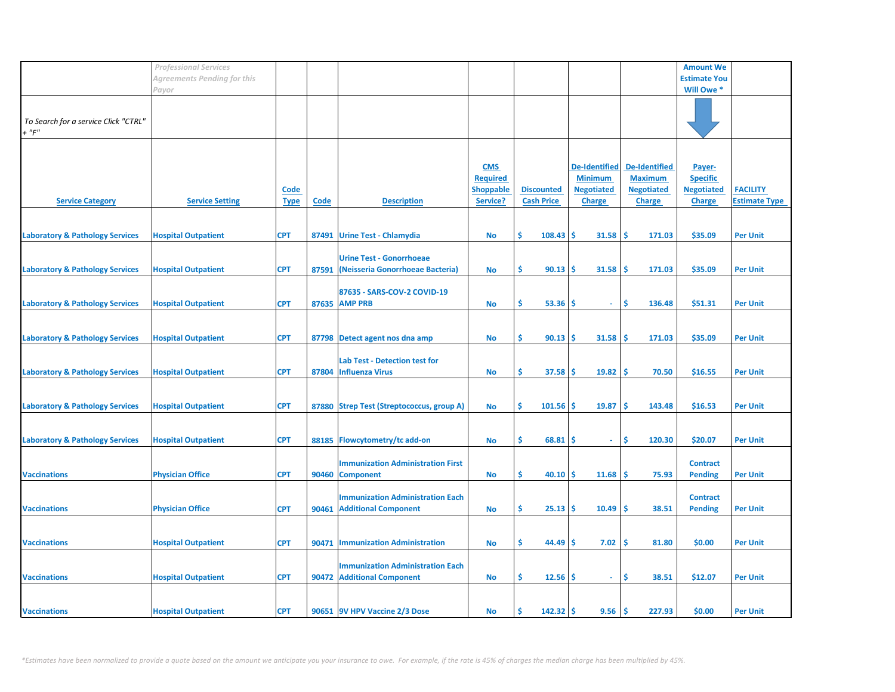| | *Professional Services Agreements Pending for this Payor* | | | | | | | | Amount We Estimate You Will Owe * | |
|---|---|---|---|---|---|---|---|---|---|---|
| *To Search for a service Click "CTRL" + "F"* | | | | | | | | | | |
| **Service Category** | **Service Setting** | **Code Type** | **Code** | **Description** | **CMS Required Shoppable Service?** | **Discounted Cash Price** | **De-Identified Minimum Negotiated Charge** | **De-Identified Maximum Negotiated Charge** | **Payer-Specific Negotiated Charge** | **FACILITY Estimate Type** |
| Laboratory & Pathology Services | Hospital Outpatient | CPT | 87491 | Urine Test - Chlamydia | No | $ 108.43 | $ 31.58 | $ 171.03 | $35.09 | Per Unit |
| Laboratory & Pathology Services | Hospital Outpatient | CPT | 87591 | Urine Test - Gonorrhoeae (Neisseria Gonorrhoeae Bacteria) | No | $ 90.13 | $ 31.58 | $ 171.03 | $35.09 | Per Unit |
| Laboratory & Pathology Services | Hospital Outpatient | CPT | 87635 | 87635 - SARS-COV-2 COVID-19 AMP PRB | No | $ 53.36 | $ - | $ 136.48 | $51.31 | Per Unit |
| Laboratory & Pathology Services | Hospital Outpatient | CPT | 87798 | Detect agent nos dna amp | No | $ 90.13 | $ 31.58 | $ 171.03 | $35.09 | Per Unit |
| Laboratory & Pathology Services | Hospital Outpatient | CPT | 87804 | Lab Test - Detection test for Influenza Virus | No | $ 37.58 | $ 19.82 | $ 70.50 | $16.55 | Per Unit |
| Laboratory & Pathology Services | Hospital Outpatient | CPT | 87880 | Strep Test (Streptococcus, group A) | No | $ 101.56 | $ 19.87 | $ 143.48 | $16.53 | Per Unit |
| Laboratory & Pathology Services | Hospital Outpatient | CPT | 88185 | Flowcytometry/tc add-on | No | $ 68.81 | $ - | $ 120.30 | $20.07 | Per Unit |
| Vaccinations | Physician Office | CPT | 90460 | Immunization Administration First Component | No | $ 40.10 | $ 11.68 | $ 75.93 | Contract Pending | Per Unit |
| Vaccinations | Physician Office | CPT | 90461 | Immunization Administration Each Additional Component | No | $ 25.13 | $ 10.49 | $ 38.51 | Contract Pending | Per Unit |
| Vaccinations | Hospital Outpatient | CPT | 90471 | Immunization Administration | No | $ 44.49 | $ 7.02 | $ 81.80 | $0.00 | Per Unit |
| Vaccinations | Hospital Outpatient | CPT | 90472 | Immunization Administration Each Additional Component | No | $ 12.56 | $ - | $ 38.51 | $12.07 | Per Unit |
| Vaccinations | Hospital Outpatient | CPT | 90651 | 9V HPV Vaccine 2/3 Dose | No | $ 142.32 | $ 9.56 | $ 227.93 | $0.00 | Per Unit |

*\*Estimates have been normalized to provide a quote based on the amount we anticipate you your insurance to owe. For example, if the rate is 45% of charges the median charge has been multiplied by 45%.*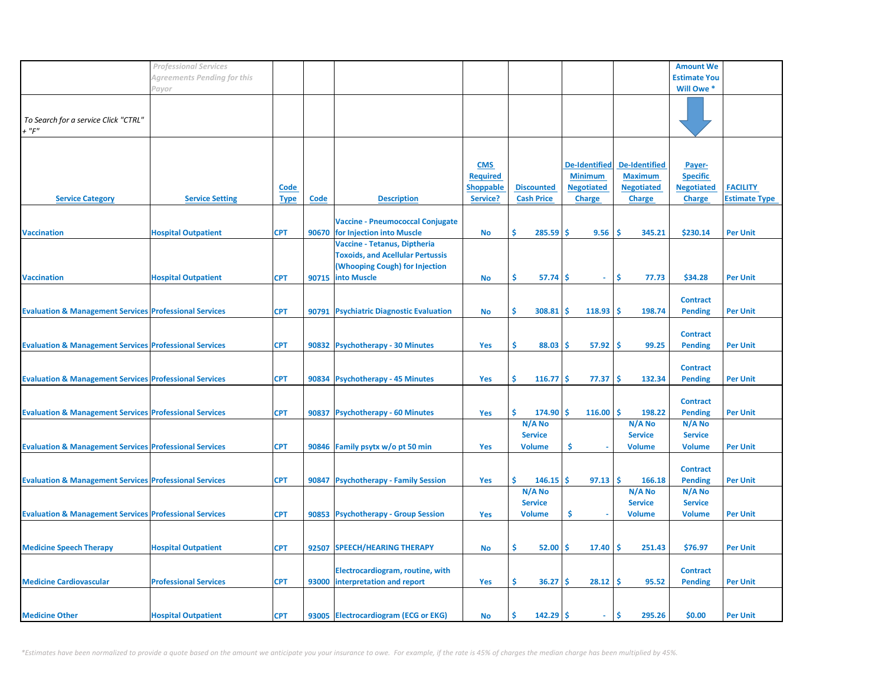| | *Professional Services Agreements Pending for this Payor* | | | | | | | | Amount We Estimate You Will Owe * | |
|---|---|---|---|---|---|---|---|---|---|---|
| *To Search for a service Click "CTRL" + "F"* | | | | | | | | | | |
| **Service Category** | **Service Setting** | **Code Type** | **Code** | **Description** | **CMS Required Shoppable Service?** | **Discounted Cash Price** | **De-Identified Minimum Negotiated Charge** | **De-Identified Maximum Negotiated Charge** | **Payer-Specific Negotiated Charge** | **FACILITY Estimate Type** |
| Vaccination | Hospital Outpatient | CPT | 90670 | Vaccine - Pneumococcal Conjugate for Injection into Muscle | No | $ 285.59 | $ 9.56 | $ 345.21 | $230.14 | Per Unit |
| Vaccination | Hospital Outpatient | CPT | 90715 | Vaccine - Tetanus, Diptheria Toxoids, and Acellular Pertussis (Whooping Cough) for Injection into Muscle | No | $ 57.74 | $ - | $ 77.73 | $34.28 | Per Unit |
| Evaluation & Management Services | Professional Services | CPT | 90791 | Psychiatric Diagnostic Evaluation | No | $ 308.81 | $ 118.93 | $ 198.74 | Contract Pending | Per Unit |
| Evaluation & Management Services | Professional Services | CPT | 90832 | Psychotherapy - 30 Minutes | Yes | $ 88.03 | $ 57.92 | $ 99.25 | Contract Pending | Per Unit |
| Evaluation & Management Services | Professional Services | CPT | 90834 | Psychotherapy - 45 Minutes | Yes | $ 116.77 | $ 77.37 | $ 132.34 | Contract Pending | Per Unit |
| Evaluation & Management Services | Professional Services | CPT | 90837 | Psychotherapy - 60 Minutes | Yes | $ 174.90 | $ 116.00 | $ 198.22 | Contract Pending | Per Unit |
| Evaluation & Management Services | Professional Services | CPT | 90846 | Family psytx w/o pt 50 min | Yes | N/A No Service Volume | $ - | N/A No Service Volume | N/A No Service Volume | Per Unit |
| Evaluation & Management Services | Professional Services | CPT | 90847 | Psychotherapy - Family Session | Yes | $ 146.15 | $ 97.13 | $ 166.18 | Contract Pending | Per Unit |
| Evaluation & Management Services | Professional Services | CPT | 90853 | Psychotherapy - Group Session | Yes | N/A No Service Volume | $ - | N/A No Service Volume | N/A No Service Volume | Per Unit |
| Medicine Speech Therapy | Hospital Outpatient | CPT | 92507 | SPEECH/HEARING THERAPY | No | $ 52.00 | $ 17.40 | $ 251.43 | $76.97 | Per Unit |
| Medicine Cardiovascular | Professional Services | CPT | 93000 | Electrocardiogram, routine, with interpretation and report | Yes | $ 36.27 | $ 28.12 | $ 95.52 | Contract Pending | Per Unit |
| Medicine Other | Hospital Outpatient | CPT | 93005 | Electrocardiogram (ECG or EKG) | No | $ 142.29 | $ - | $ 295.26 | $0.00 | Per Unit |

*\*Estimates have been normalized to provide a quote based on the amount we anticipate you your insurance to owe. For example, if the rate is 45% of charges the median charge has been multiplied by 45%.*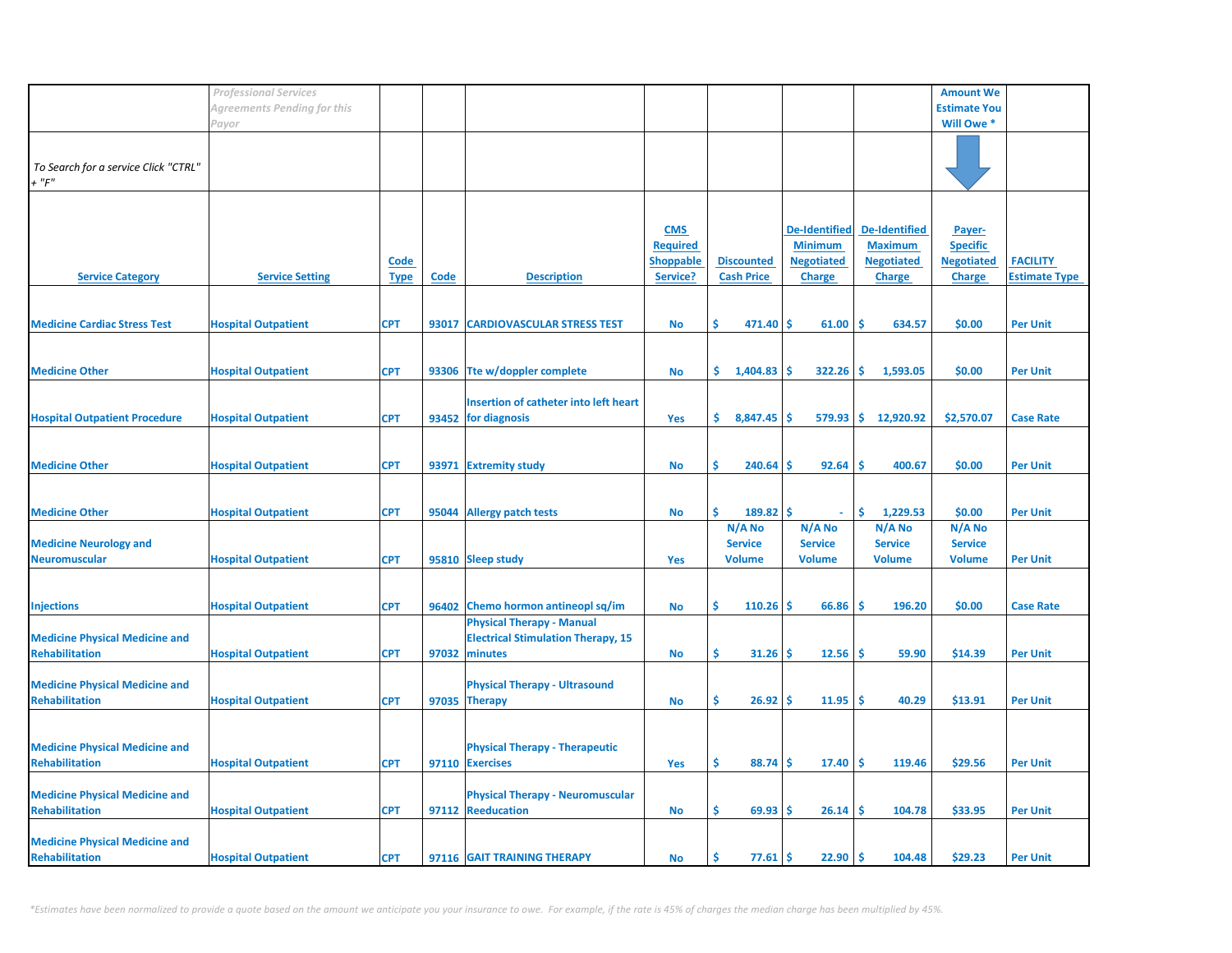| | *Professional Services Agreements Pending for this Payor* | | | | | | | | Amount We Estimate You Will Owe * | |
|---|---|---|---|---|---|---|---|---|---|---|
| *To Search for a service Click "CTRL" + "F"* | | | | | | | | | | |
| **Service Category** | **Service Setting** | **Code Type** | **Code** | **Description** | **CMS Required Shoppable Service?** | **Discounted Cash Price** | **De-Identified Minimum Negotiated Charge** | **De-Identified Maximum Negotiated Charge** | **Payer-Specific Negotiated Charge** | **FACILITY Estimate Type** |
| Medicine Cardiac Stress Test | Hospital Outpatient | CPT | 93017 | CARDIOVASCULAR STRESS TEST | No | $ 471.40 | $ 61.00 | $ 634.57 | $0.00 | Per Unit |
| Medicine Other | Hospital Outpatient | CPT | 93306 | Tte w/doppler complete | No | $ 1,404.83 | $ 322.26 | $ 1,593.05 | $0.00 | Per Unit |
| Hospital Outpatient Procedure | Hospital Outpatient | CPT | 93452 | Insertion of catheter into left heart for diagnosis | Yes | $ 8,847.45 | $ 579.93 | $ 12,920.92 | $2,570.07 | Case Rate |
| Medicine Other | Hospital Outpatient | CPT | 93971 | Extremity study | No | $ 240.64 | $ 92.64 | $ 400.67 | $0.00 | Per Unit |
| Medicine Other | Hospital Outpatient | CPT | 95044 | Allergy patch tests | No | $ 189.82 | $ - | $ 1,229.53 | $0.00 | Per Unit |
| Medicine Neurology and Neuromuscular | Hospital Outpatient | CPT | 95810 | Sleep study | Yes | N/A No Service Volume | N/A No Service Volume | N/A No Service Volume | N/A No Service Volume | Per Unit |
| Injections | Hospital Outpatient | CPT | 96402 | Chemo hormon antineopl sq/im | No | $ 110.26 | $ 66.86 | $ 196.20 | $0.00 | Case Rate |
| Medicine Physical Medicine and Rehabilitation | Hospital Outpatient | CPT | 97032 | Physical Therapy - Manual Electrical Stimulation Therapy, 15 minutes | No | $ 31.26 | $ 12.56 | $ 59.90 | $14.39 | Per Unit |
| Medicine Physical Medicine and Rehabilitation | Hospital Outpatient | CPT | 97035 | Physical Therapy - Ultrasound Therapy | No | $ 26.92 | $ 11.95 | $ 40.29 | $13.91 | Per Unit |
| Medicine Physical Medicine and Rehabilitation | Hospital Outpatient | CPT | 97110 | Physical Therapy - Therapeutic Exercises | Yes | $ 88.74 | $ 17.40 | $ 119.46 | $29.56 | Per Unit |
| Medicine Physical Medicine and Rehabilitation | Hospital Outpatient | CPT | 97112 | Physical Therapy - Neuromuscular Reeducation | No | $ 69.93 | $ 26.14 | $ 104.78 | $33.95 | Per Unit |
| Medicine Physical Medicine and Rehabilitation | Hospital Outpatient | CPT | 97116 | GAIT TRAINING THERAPY | No | $ 77.61 | $ 22.90 | $ 104.48 | $29.23 | Per Unit |

*\*Estimates have been normalized to provide a quote based on the amount we anticipate you your insurance to owe. For example, if the rate is 45% of charges the median charge has been multiplied by 45%.*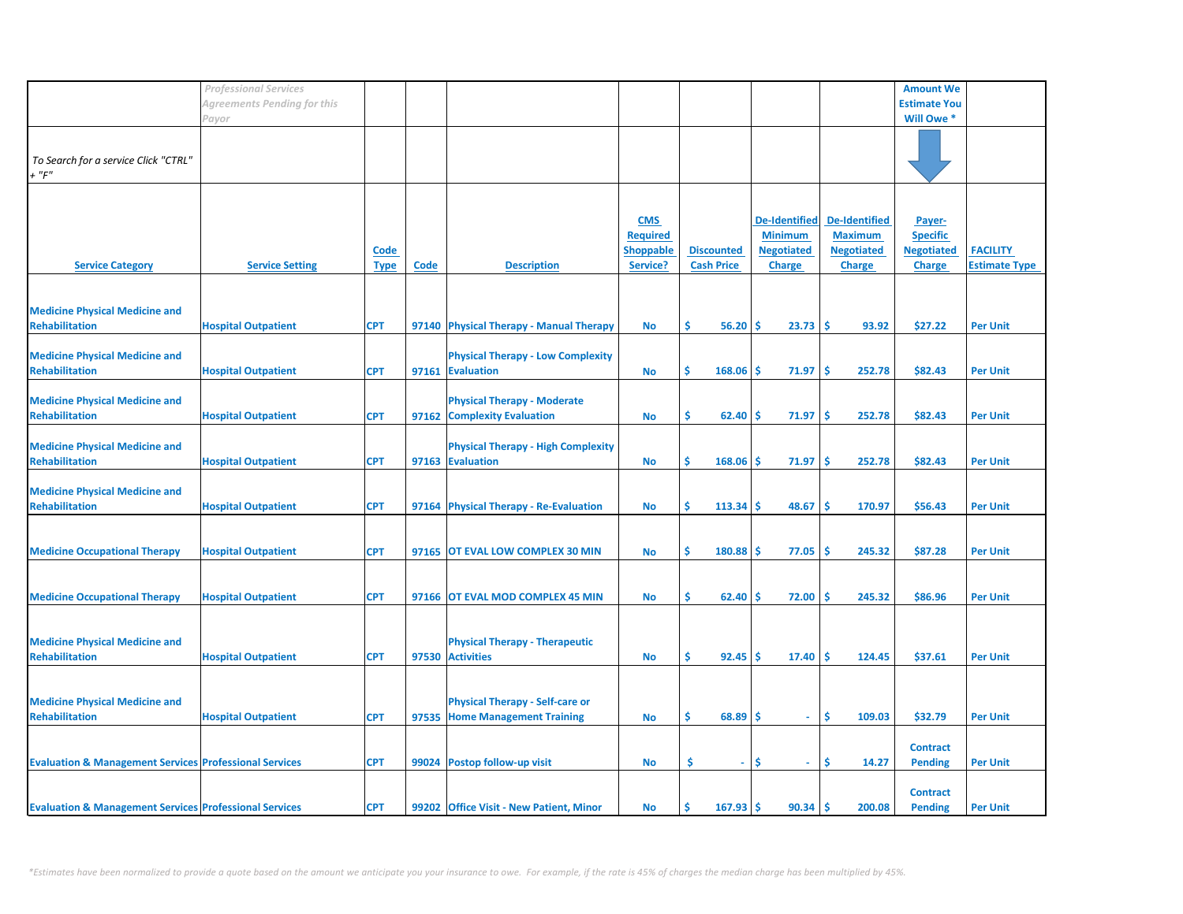| | *Professional Services Agreements Pending for this Payor* | | | | | | | | Amount We Estimate You Will Owe * | |
|---|---|---|---|---|---|---|---|---|---|---|
| *To Search for a service Click "CTRL" + "F"* | | | | | | | | | | |
| Service Category | Service Setting | Code Type | Code | Description | CMS Required Shoppable Service? | Discounted Cash Price | De-Identified Minimum Negotiated Charge | De-Identified Maximum Negotiated Charge | Payer-Specific Negotiated Charge | FACILITY Estimate Type |
| Medicine Physical Medicine and Rehabilitation | Hospital Outpatient | CPT | 97140 | Physical Therapy - Manual Therapy | No | $ 56.20 | $ 23.73 | $ 93.92 | $27.22 | Per Unit |
| Medicine Physical Medicine and Rehabilitation | Hospital Outpatient | CPT | 97161 | Physical Therapy - Low Complexity Evaluation | No | $ 168.06 | $ 71.97 | $ 252.78 | $82.43 | Per Unit |
| Medicine Physical Medicine and Rehabilitation | Hospital Outpatient | CPT | 97162 | Physical Therapy - Moderate Complexity Evaluation | No | $ 62.40 | $ 71.97 | $ 252.78 | $82.43 | Per Unit |
| Medicine Physical Medicine and Rehabilitation | Hospital Outpatient | CPT | 97163 | Physical Therapy - High Complexity Evaluation | No | $ 168.06 | $ 71.97 | $ 252.78 | $82.43 | Per Unit |
| Medicine Physical Medicine and Rehabilitation | Hospital Outpatient | CPT | 97164 | Physical Therapy - Re-Evaluation | No | $ 113.34 | $ 48.67 | $ 170.97 | $56.43 | Per Unit |
| Medicine Occupational Therapy | Hospital Outpatient | CPT | 97165 | OT EVAL LOW COMPLEX 30 MIN | No | $ 180.88 | $ 77.05 | $ 245.32 | $87.28 | Per Unit |
| Medicine Occupational Therapy | Hospital Outpatient | CPT | 97166 | OT EVAL MOD COMPLEX 45 MIN | No | $ 62.40 | $ 72.00 | $ 245.32 | $86.96 | Per Unit |
| Medicine Physical Medicine and Rehabilitation | Hospital Outpatient | CPT | 97530 | Physical Therapy - Therapeutic Activities | No | $ 92.45 | $ 17.40 | $ 124.45 | $37.61 | Per Unit |
| Medicine Physical Medicine and Rehabilitation | Hospital Outpatient | CPT | 97535 | Physical Therapy - Self-care or Home Management Training | No | $ 68.89 | $ - | $ 109.03 | $32.79 | Per Unit |
| Evaluation & Management Services | Professional Services | CPT | 99024 | Postop follow-up visit | No | $ - | $ - | $ 14.27 | Contract Pending | Per Unit |
| Evaluation & Management Services | Professional Services | CPT | 99202 | Office Visit - New Patient, Minor | No | $ 167.93 | $ 90.34 | $ 200.08 | Contract Pending | Per Unit |

*\*Estimates have been normalized to provide a quote based on the amount we anticipate you your insurance to owe. For example, if the rate is 45% of charges the median charge has been multiplied by 45%.*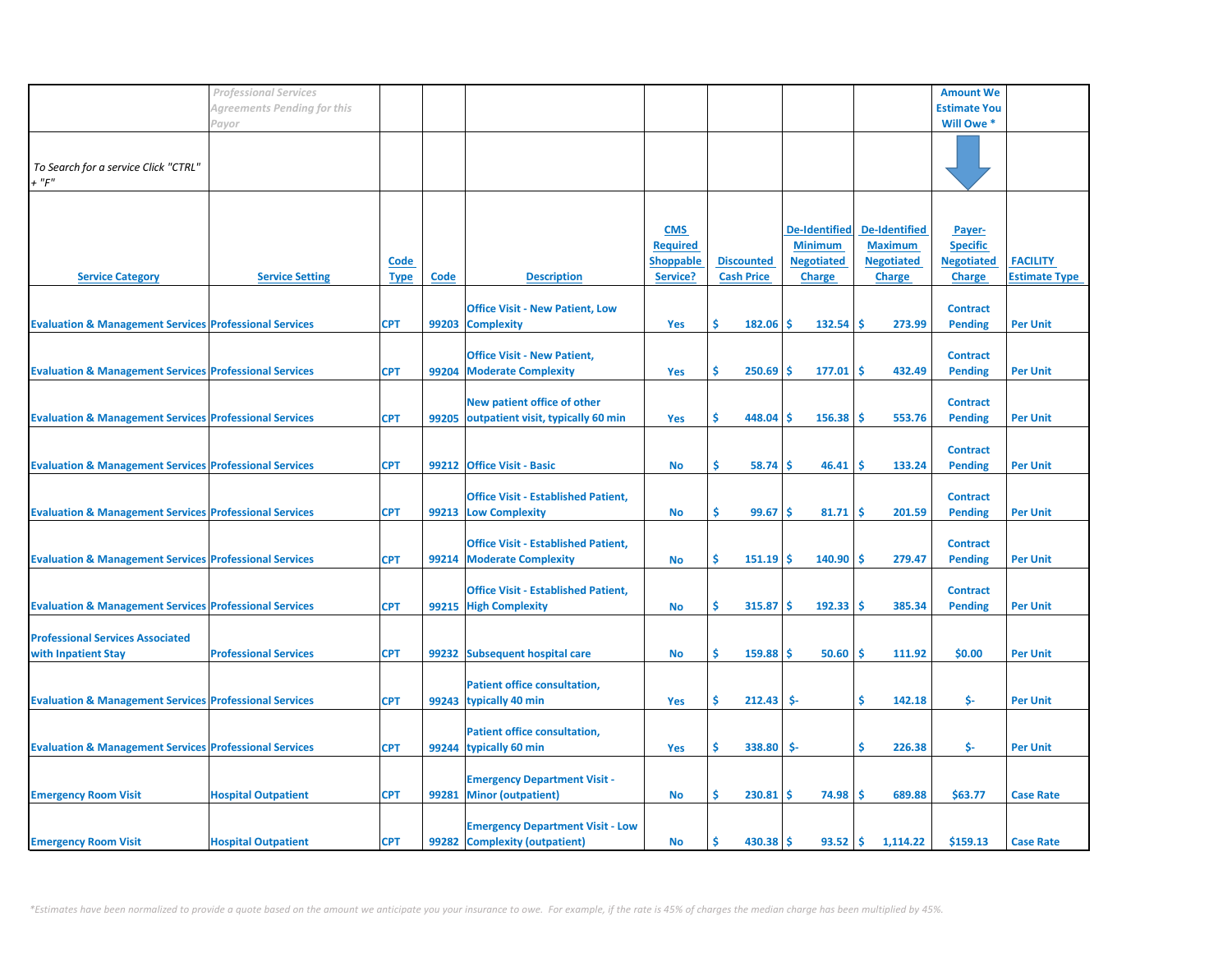| | *Professional Services Agreements Pending for this Payor* | | | | | | | | Amount We Estimate You Will Owe * | |
|---|---|---|---|---|---|---|---|---|---|---|
| *To Search for a service Click "CTRL" + "F"* | | | | | | | | | | |
| Service Category | Service Setting | Code Type | Code | Description | CMS Required Shoppable Service? | Discounted Cash Price | De-Identified Minimum Negotiated Charge | De-Identified Maximum Negotiated Charge | Payer-Specific Negotiated Charge | FACILITY Estimate Type |
| Evaluation & Management Services | Professional Services | CPT | 99203 | Office Visit - New Patient, Low Complexity | Yes | $ 182.06 | $ 132.54 | $ 273.99 | Contract Pending | Per Unit |
| Evaluation & Management Services | Professional Services | CPT | 99204 | Office Visit - New Patient, Moderate Complexity | Yes | $ 250.69 | $ 177.01 | $ 432.49 | Contract Pending | Per Unit |
| Evaluation & Management Services | Professional Services | CPT | 99205 | New patient office of other outpatient visit, typically 60 min | Yes | $ 448.04 | $ 156.38 | $ 553.76 | Contract Pending | Per Unit |
| Evaluation & Management Services | Professional Services | CPT | 99212 | Office Visit - Basic | No | $ 58.74 | $ 46.41 | $ 133.24 | Contract Pending | Per Unit |
| Evaluation & Management Services | Professional Services | CPT | 99213 | Office Visit - Established Patient, Low Complexity | No | $ 99.67 | $ 81.71 | $ 201.59 | Contract Pending | Per Unit |
| Evaluation & Management Services | Professional Services | CPT | 99214 | Office Visit - Established Patient, Moderate Complexity | No | $ 151.19 | $ 140.90 | $ 279.47 | Contract Pending | Per Unit |
| Evaluation & Management Services | Professional Services | CPT | 99215 | Office Visit - Established Patient, High Complexity | No | $ 315.87 | $ 192.33 | $ 385.34 | Contract Pending | Per Unit |
| Professional Services Associated with Inpatient Stay | Professional Services | CPT | 99232 | Subsequent hospital care | No | $ 159.88 | $ 50.60 | $ 111.92 | $0.00 | Per Unit |
| Evaluation & Management Services | Professional Services | CPT | 99243 | Patient office consultation, typically 40 min | Yes | $ 212.43 | $- | $ 142.18 | $- | Per Unit |
| Evaluation & Management Services | Professional Services | CPT | 99244 | Patient office consultation, typically 60 min | Yes | $ 338.80 | $- | $ 226.38 | $- | Per Unit |
| Emergency Room Visit | Hospital Outpatient | CPT | 99281 | Emergency Department Visit - Minor (outpatient) | No | $ 230.81 | $ 74.98 | $ 689.88 | $63.77 | Case Rate |
| Emergency Room Visit | Hospital Outpatient | CPT | 99282 | Emergency Department Visit - Low Complexity (outpatient) | No | $ 430.38 | $ 93.52 | $ 1,114.22 | $159.13 | Case Rate |

*\*Estimates have been normalized to provide a quote based on the amount we anticipate you your insurance to owe. For example, if the rate is 45% of charges the median charge has been multiplied by 45%.*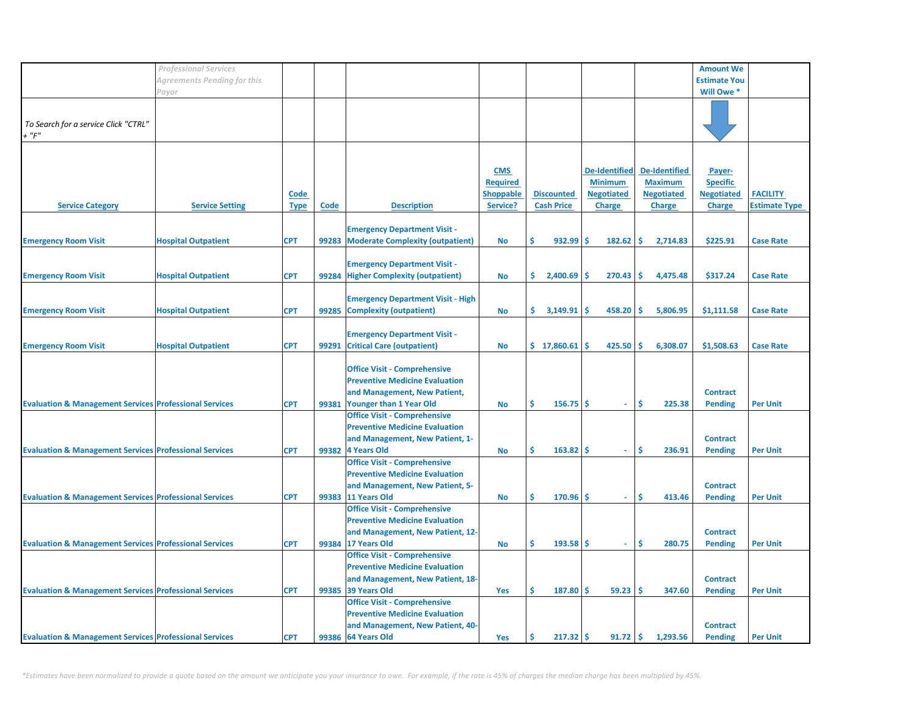| | *Professional Services Agreements Pending for this Payor* | | | | | | | | Amount We Estimate You Will Owe * | |
|---|---|---|---|---|---|---|---|---|---|---|
| *To Search for a service Click "CTRL" + "F"* | | | | | | | | | | |
| **Service Category** | **Service Setting** | **Code Type** | **Code** | **Description** | **CMS Required Shoppable Service?** | **Discounted Cash Price** | **De-Identified Minimum Negotiated Charge** | **De-Identified Maximum Negotiated Charge** | **Payer-Specific Negotiated Charge** | **FACILITY Estimate Type** |
| Emergency Room Visit | Hospital Outpatient | CPT | 99283 | Emergency Department Visit - Moderate Complexity (outpatient) | No | $ 932.99 | $ 182.62 | $ 2,714.83 | $225.91 | Case Rate |
| Emergency Room Visit | Hospital Outpatient | CPT | 99284 | Emergency Department Visit - Higher Complexity (outpatient) | No | $ 2,400.69 | $ 270.43 | $ 4,475.48 | $317.24 | Case Rate |
| Emergency Room Visit | Hospital Outpatient | CPT | 99285 | Emergency Department Visit - High Complexity (outpatient) | No | $ 3,149.91 | $ 458.20 | $ 5,806.95 | $1,111.58 | Case Rate |
| Emergency Room Visit | Hospital Outpatient | CPT | 99291 | Emergency Department Visit - Critical Care (outpatient) | No | $ 17,860.61 | $ 425.50 | $ 6,308.07 | $1,508.63 | Case Rate |
| Evaluation & Management Services | Professional Services | CPT | 99381 | Office Visit - Comprehensive Preventive Medicine Evaluation and Management, New Patient, Younger than 1 Year Old | No | $ 156.75 | $ - | $ 225.38 | Contract Pending | Per Unit |
| Evaluation & Management Services | Professional Services | CPT | 99382 | Office Visit - Comprehensive Preventive Medicine Evaluation and Management, New Patient, 1-4 Years Old | No | $ 163.82 | $ - | $ 236.91 | Contract Pending | Per Unit |
| Evaluation & Management Services | Professional Services | CPT | 99383 | Office Visit - Comprehensive Preventive Medicine Evaluation and Management, New Patient, 5-11 Years Old | No | $ 170.96 | $ - | $ 413.46 | Contract Pending | Per Unit |
| Evaluation & Management Services | Professional Services | CPT | 99384 | Office Visit - Comprehensive Preventive Medicine Evaluation and Management, New Patient, 12-17 Years Old | No | $ 193.58 | $ - | $ 280.75 | Contract Pending | Per Unit |
| Evaluation & Management Services | Professional Services | CPT | 99385 | Office Visit - Comprehensive Preventive Medicine Evaluation and Management, New Patient, 18-39 Years Old | Yes | $ 187.80 | $ 59.23 | $ 347.60 | Contract Pending | Per Unit |
| Evaluation & Management Services | Professional Services | CPT | 99386 | Office Visit - Comprehensive Preventive Medicine Evaluation and Management, New Patient, 40-64 Years Old | Yes | $ 217.32 | $ 91.72 | $ 1,293.56 | Contract Pending | Per Unit |

*\*Estimates have been normalized to provide a quote based on the amount we anticipate you your insurance to owe. For example, if the rate is 45% of charges the median charge has been multiplied by 45%.*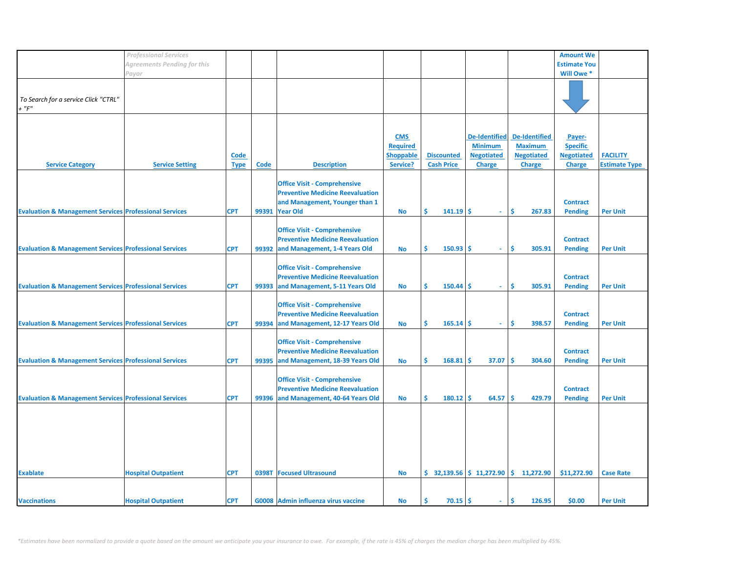| | *Professional Services Agreements Pending for this Payor* | | | | | | | | Amount We Estimate You Will Owe * | |
|---|---|---|---|---|---|---|---|---|---|---|
| *To Search for a service Click "CTRL" + "F"* | | | | | | | | | | |
| Service Category | Service Setting | Code Type | Code | Description | CMS Required Shoppable Service? | Discounted Cash Price | De-Identified Minimum Negotiated Charge | De-Identified Maximum Negotiated Charge | Payer-Specific Negotiated Charge | FACILITY Estimate Type |
| Evaluation & Management Services | Professional Services | CPT | 99391 | Office Visit - Comprehensive Preventive Medicine Reevaluation and Management, Younger than 1 Year Old | No | $ 141.19 | $ - | $ 267.83 | Contract Pending | Per Unit |
| Evaluation & Management Services | Professional Services | CPT | 99392 | Office Visit - Comprehensive Preventive Medicine Reevaluation and Management, 1-4 Years Old | No | $ 150.93 | $ - | $ 305.91 | Contract Pending | Per Unit |
| Evaluation & Management Services | Professional Services | CPT | 99393 | Office Visit - Comprehensive Preventive Medicine Reevaluation and Management, 5-11 Years Old | No | $ 150.44 | $ - | $ 305.91 | Contract Pending | Per Unit |
| Evaluation & Management Services | Professional Services | CPT | 99394 | Office Visit - Comprehensive Preventive Medicine Reevaluation and Management, 12-17 Years Old | No | $ 165.14 | $ - | $ 398.57 | Contract Pending | Per Unit |
| Evaluation & Management Services | Professional Services | CPT | 99395 | Office Visit - Comprehensive Preventive Medicine Reevaluation and Management, 18-39 Years Old | No | $ 168.81 | $ 37.07 | $ 304.60 | Contract Pending | Per Unit |
| Evaluation & Management Services | Professional Services | CPT | 99396 | Office Visit - Comprehensive Preventive Medicine Reevaluation and Management, 40-64 Years Old | No | $ 180.12 | $ 64.57 | $ 429.79 | Contract Pending | Per Unit |
| Exablate | Hospital Outpatient | CPT | 0398T | Focused Ultrasound | No | $ 32,139.56 | $ 11,272.90 | $ 11,272.90 | $11,272.90 | Case Rate |
| Vaccinations | Hospital Outpatient | CPT | G0008 | Admin influenza virus vaccine | No | $ 70.15 | $ - | $ 126.95 | $0.00 | Per Unit |

*Estimates have been normalized to provide a quote based on the amount we anticipate you your insurance to owe. For example, if the rate is 45% of charges the median charge has been multiplied by 45%.*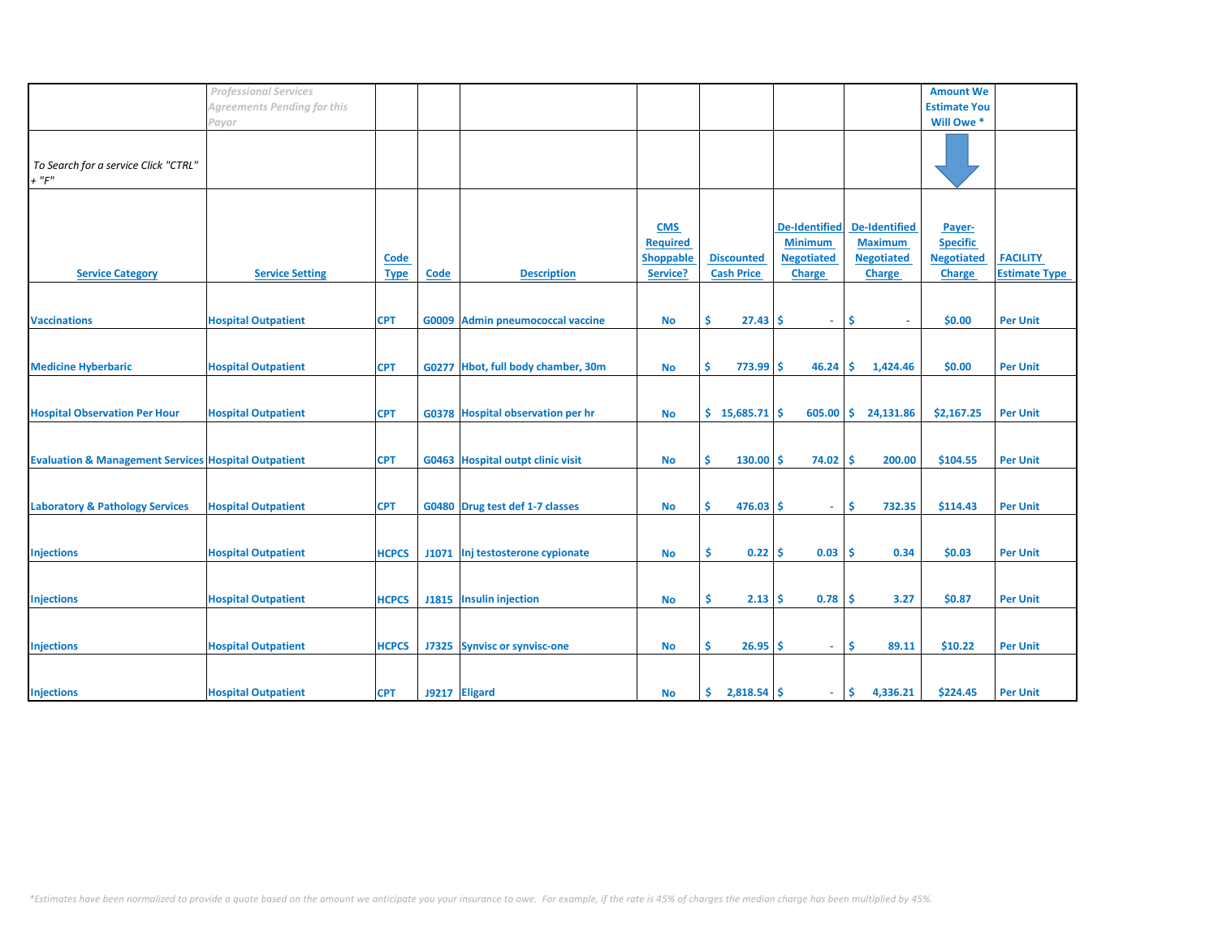| | Professional Services Agreements Pending for this Payor | | | | | | | | Amount We Estimate You Will Owe * | |
|---|---|---|---|---|---|---|---|---|---|---|
| To Search for a service Click "CTRL" + "F" | | | | | | | | | | |
| Service Category | Service Setting | Code Type | Code | Description | CMS Required Shoppable Service? | Discounted Cash Price | De-Identified Minimum Negotiated Charge | De-Identified Maximum Negotiated Charge | Payer-Specific Negotiated Charge | FACILITY Estimate Type |
| Vaccinations | Hospital Outpatient | CPT | G0009 | Admin pneumococcal vaccine | No | $ 27.43 | $ - | $ - | $0.00 | Per Unit |
| Medicine Hyberbaric | Hospital Outpatient | CPT | G0277 | Hbot, full body chamber, 30m | No | $ 773.99 | $ 46.24 | $ 1,424.46 | $0.00 | Per Unit |
| Hospital Observation Per Hour | Hospital Outpatient | CPT | G0378 | Hospital observation per hr | No | $ 15,685.71 | $ 605.00 | $ 24,131.86 | $2,167.25 | Per Unit |
| Evaluation & Management Services | Hospital Outpatient | CPT | G0463 | Hospital outpt clinic visit | No | $ 130.00 | $ 74.02 | $ 200.00 | $104.55 | Per Unit |
| Laboratory & Pathology Services | Hospital Outpatient | CPT | G0480 | Drug test def 1-7 classes | No | $ 476.03 | $ - | $ 732.35 | $114.43 | Per Unit |
| Injections | Hospital Outpatient | HCPCS | J1071 | Inj testosterone cypionate | No | $ 0.22 | $ 0.03 | $ 0.34 | $0.03 | Per Unit |
| Injections | Hospital Outpatient | HCPCS | J1815 | Insulin injection | No | $ 2.13 | $ 0.78 | $ 3.27 | $0.87 | Per Unit |
| Injections | Hospital Outpatient | HCPCS | J7325 | Synvisc or synvisc-one | No | $ 26.95 | $ - | $ 89.11 | $10.22 | Per Unit |
| Injections | Hospital Outpatient | CPT | J9217 | Eligard | No | $ 2,818.54 | $ - | $ 4,336.21 | $224.45 | Per Unit |

*\*Estimates have been normalized to provide a quote based on the amount we anticipate you your insurance to owe. For example, if the rate is 45% of charges the median charge has been multiplied by 45%.*